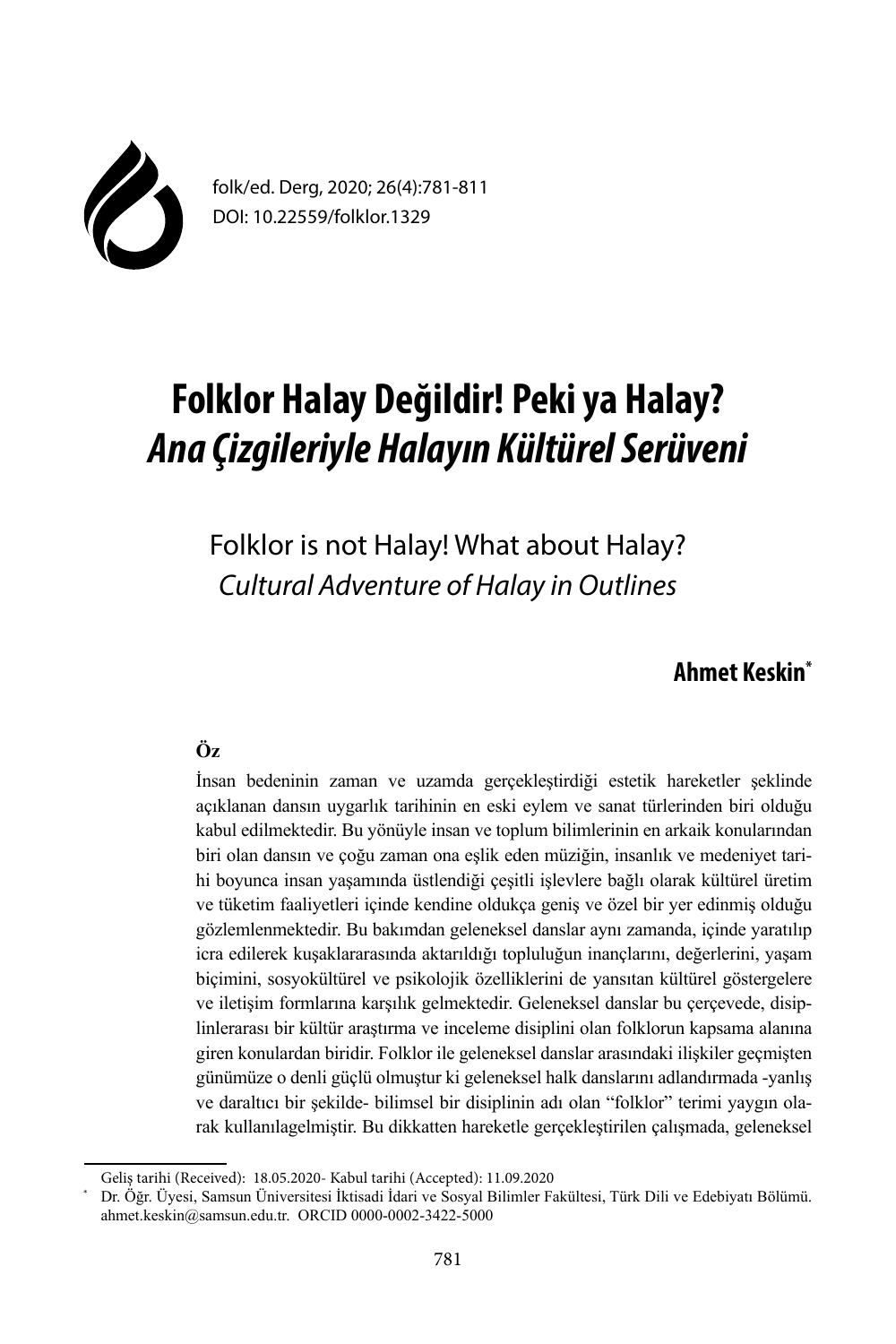folk/ed. Derg, 2020; 26(4):781-811
DOI: 10.22559/folklor.1329

# Folklor Halay Değildir! Peki ya Halay? *Ana Çizgileriyle Halayın Kültürel Serüveni*

## Folklor is not Halay! What about Halay? *Cultural Adventure of Halay in Outlines*

**Ahmet Keskin***

**Öz**

İnsan bedeninin zaman ve uzamda gerçekleştirdiği estetik hareketler şeklinde açıklanan dansın uygarlık tarihinin en eski eylem ve sanat türlerinden biri olduğu kabul edilmektedir. Bu yönüyle insan ve toplum bilimlerinin en arkaik konularından biri olan dansın ve çoğu zaman ona eşlik eden müziğin, insanlık ve medeniyet tarihi boyunca insan yaşamında üstlendiği çeşitli işlevlere bağlı olarak kültürel üretim ve tüketim faaliyetleri içinde kendine oldukça geniş ve özel bir yer edinmiş olduğu gözlemlenmektedir. Bu bakımdan geleneksel danslar aynı zamanda, içinde yaratılıp icra edilerek kuşaklararasında aktarıldığı topluluğun inançlarını, değerlerini, yaşam biçimini, sosyokültürel ve psikolojik özelliklerini de yansıtan kültürel göstergelere ve iletişim formlarına karşılık gelmektedir. Geleneksel danslar bu çerçevede, disiplinlerarası bir kültür araştırma ve inceleme disiplini olan folklorun kapsama alanına giren konulardan biridir. Folklor ile geleneksel danslar arasındaki ilişkiler geçmişten günümüze o denli güçlü olmuştur ki geleneksel halk danslarını adlandırmada -yanlış ve daraltıcı bir şekilde- bilimsel bir disiplinin adı olan "folklor" terimi yaygın olarak kullanılagelmiştir. Bu dikkatten hareketle gerçekleştirilen çalışmada, geleneksel

---

Geliş tarihi (Received): 18.05.2020- Kabul tarihi (Accepted): 11.09.2020

* Dr. Öğr. Üyesi, Samsun Üniversitesi İktisadi İdari ve Sosyal Bilimler Fakültesi, Türk Dili ve Edebiyatı Bölümü. ahmet.keskin@samsun.edu.tr. ORCID 0000-0002-3422-5000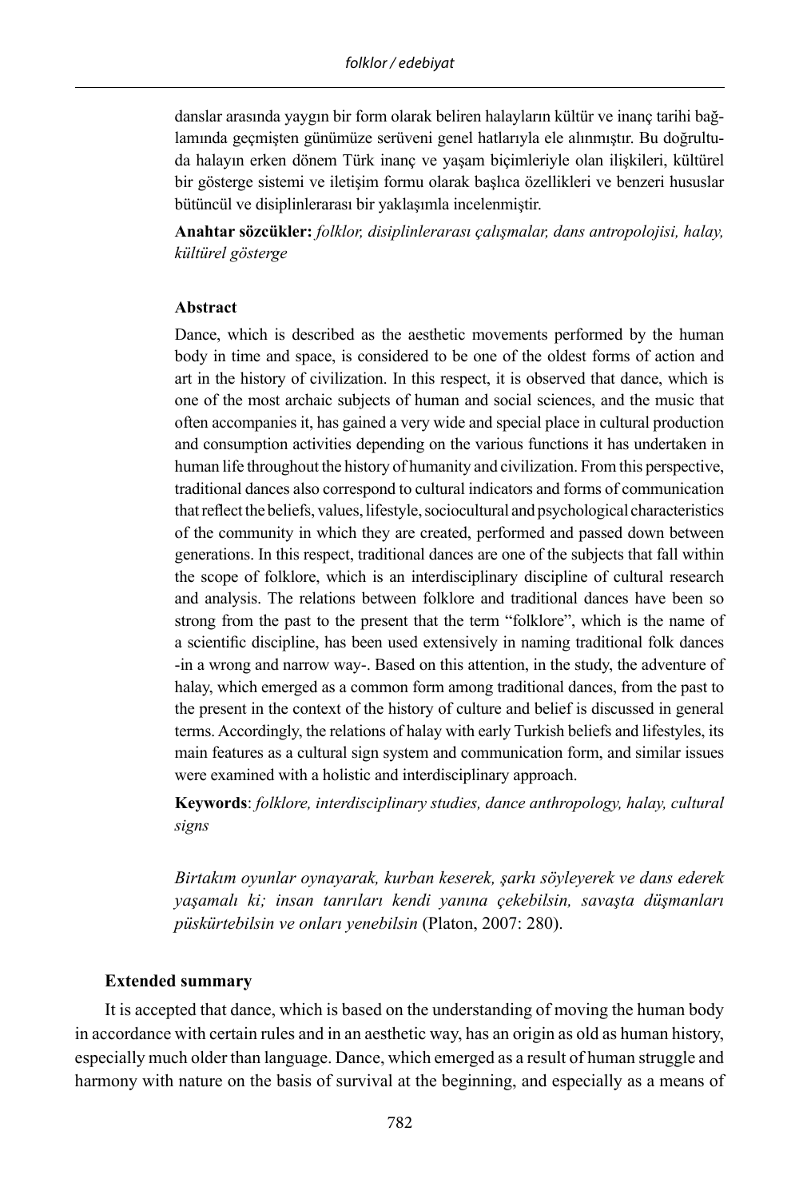danslar arasında yaygın bir form olarak beliren halayların kültür ve inanç tarihi bağlamında geçmişten günümüze serüveni genel hatlarıyla ele alınmıştır. Bu doğrultuda halayın erken dönem Türk inanç ve yaşam biçimleriyle olan ilişkileri, kültürel bir gösterge sistemi ve iletişim formu olarak başlıca özellikleri ve benzeri hususlar bütüncül ve disiplinlerarası bir yaklaşımla incelenmiştir.

**Anahtar sözcükler:** *folklor, disiplinlerarası çalışmalar, dans antropolojisi, halay, kültürel gösterge*

**Abstract**

Dance, which is described as the aesthetic movements performed by the human body in time and space, is considered to be one of the oldest forms of action and art in the history of civilization. In this respect, it is observed that dance, which is one of the most archaic subjects of human and social sciences, and the music that often accompanies it, has gained a very wide and special place in cultural production and consumption activities depending on the various functions it has undertaken in human life throughout the history of humanity and civilization. From this perspective, traditional dances also correspond to cultural indicators and forms of communication that reflect the beliefs, values, lifestyle, sociocultural and psychological characteristics of the community in which they are created, performed and passed down between generations. In this respect, traditional dances are one of the subjects that fall within the scope of folklore, which is an interdisciplinary discipline of cultural research and analysis. The relations between folklore and traditional dances have been so strong from the past to the present that the term "folklore", which is the name of a scientific discipline, has been used extensively in naming traditional folk dances -in a wrong and narrow way-. Based on this attention, in the study, the adventure of halay, which emerged as a common form among traditional dances, from the past to the present in the context of the history of culture and belief is discussed in general terms. Accordingly, the relations of halay with early Turkish beliefs and lifestyles, its main features as a cultural sign system and communication form, and similar issues were examined with a holistic and interdisciplinary approach.

**Keywords**: *folklore, interdisciplinary studies, dance anthropology, halay, cultural signs*

*Birtakım oyunlar oynayarak, kurban keserek, şarkı söyleyerek ve dans ederek yaşamalı ki; insan tanrıları kendi yanına çekebilsin, savaşta düşmanları püskürtebilsin ve onları yenebilsin* (Platon, 2007: 280).

**Extended summary**

It is accepted that dance, which is based on the understanding of moving the human body in accordance with certain rules and in an aesthetic way, has an origin as old as human history, especially much older than language. Dance, which emerged as a result of human struggle and harmony with nature on the basis of survival at the beginning, and especially as a means of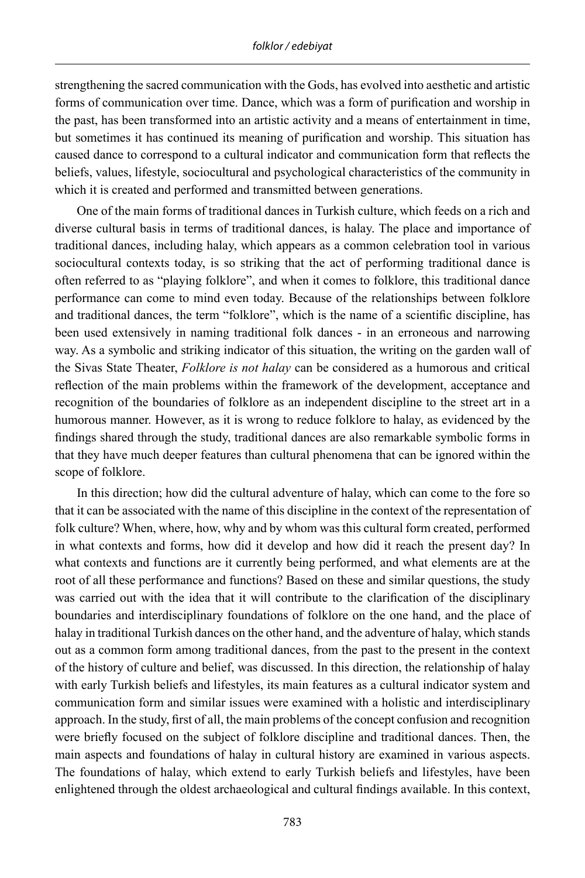strengthening the sacred communication with the Gods, has evolved into aesthetic and artistic forms of communication over time. Dance, which was a form of purification and worship in the past, has been transformed into an artistic activity and a means of entertainment in time, but sometimes it has continued its meaning of purification and worship. This situation has caused dance to correspond to a cultural indicator and communication form that reflects the beliefs, values, lifestyle, sociocultural and psychological characteristics of the community in which it is created and performed and transmitted between generations.

One of the main forms of traditional dances in Turkish culture, which feeds on a rich and diverse cultural basis in terms of traditional dances, is halay. The place and importance of traditional dances, including halay, which appears as a common celebration tool in various sociocultural contexts today, is so striking that the act of performing traditional dance is often referred to as "playing folklore", and when it comes to folklore, this traditional dance performance can come to mind even today. Because of the relationships between folklore and traditional dances, the term "folklore", which is the name of a scientific discipline, has been used extensively in naming traditional folk dances - in an erroneous and narrowing way. As a symbolic and striking indicator of this situation, the writing on the garden wall of the Sivas State Theater, *Folklore is not halay* can be considered as a humorous and critical reflection of the main problems within the framework of the development, acceptance and recognition of the boundaries of folklore as an independent discipline to the street art in a humorous manner. However, as it is wrong to reduce folklore to halay, as evidenced by the findings shared through the study, traditional dances are also remarkable symbolic forms in that they have much deeper features than cultural phenomena that can be ignored within the scope of folklore.

In this direction; how did the cultural adventure of halay, which can come to the fore so that it can be associated with the name of this discipline in the context of the representation of folk culture? When, where, how, why and by whom was this cultural form created, performed in what contexts and forms, how did it develop and how did it reach the present day? In what contexts and functions are it currently being performed, and what elements are at the root of all these performance and functions? Based on these and similar questions, the study was carried out with the idea that it will contribute to the clarification of the disciplinary boundaries and interdisciplinary foundations of folklore on the one hand, and the place of halay in traditional Turkish dances on the other hand, and the adventure of halay, which stands out as a common form among traditional dances, from the past to the present in the context of the history of culture and belief, was discussed. In this direction, the relationship of halay with early Turkish beliefs and lifestyles, its main features as a cultural indicator system and communication form and similar issues were examined with a holistic and interdisciplinary approach. In the study, first of all, the main problems of the concept confusion and recognition were briefly focused on the subject of folklore discipline and traditional dances. Then, the main aspects and foundations of halay in cultural history are examined in various aspects. The foundations of halay, which extend to early Turkish beliefs and lifestyles, have been enlightened through the oldest archaeological and cultural findings available. In this context,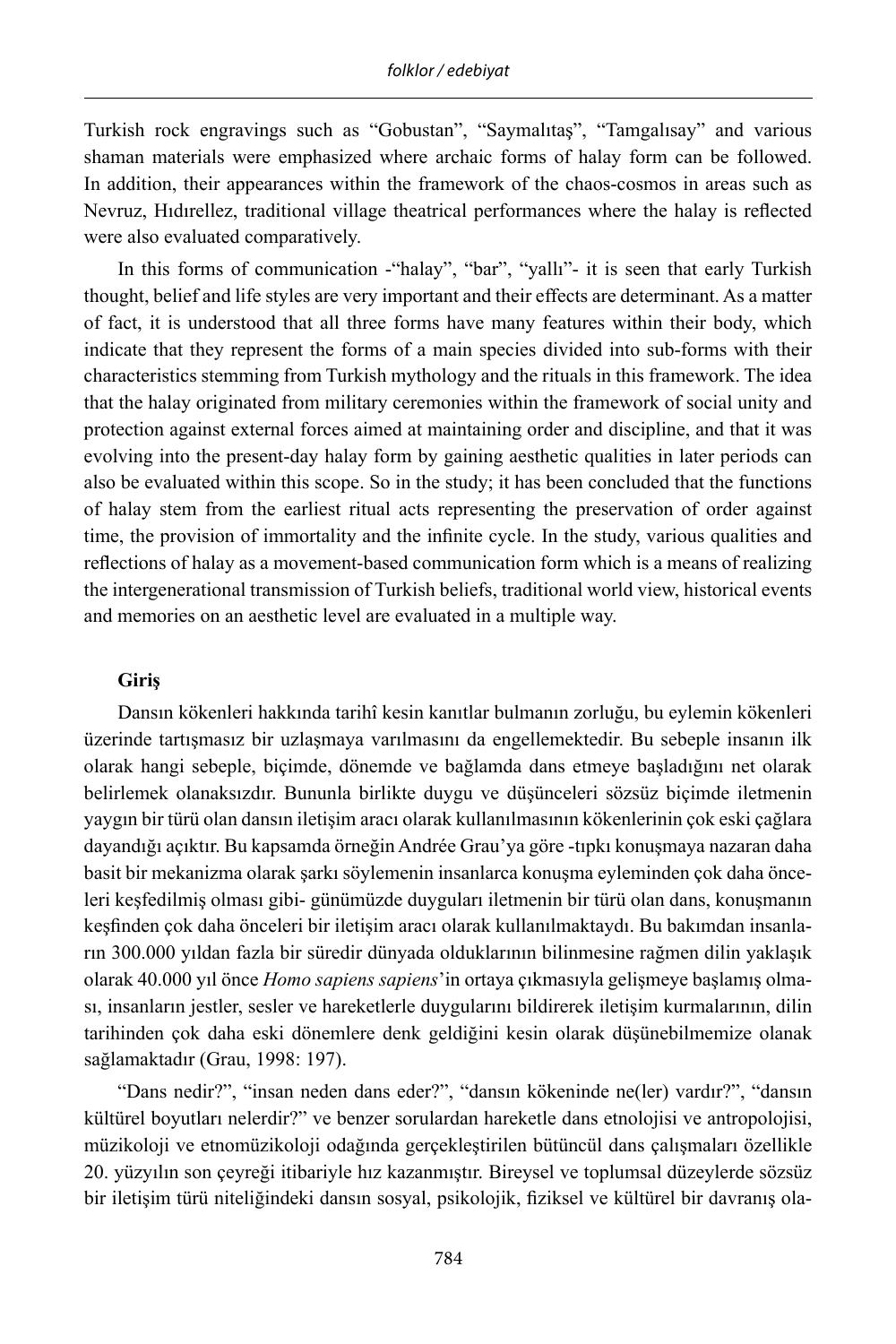Turkish rock engravings such as "Gobustan", "Saymalıtaş", "Tamgalısay" and various shaman materials were emphasized where archaic forms of halay form can be followed. In addition, their appearances within the framework of the chaos-cosmos in areas such as Nevruz, Hıdırellez, traditional village theatrical performances where the halay is reflected were also evaluated comparatively.

In this forms of communication -"halay", "bar", "yallı"- it is seen that early Turkish thought, belief and life styles are very important and their effects are determinant. As a matter of fact, it is understood that all three forms have many features within their body, which indicate that they represent the forms of a main species divided into sub-forms with their characteristics stemming from Turkish mythology and the rituals in this framework. The idea that the halay originated from military ceremonies within the framework of social unity and protection against external forces aimed at maintaining order and discipline, and that it was evolving into the present-day halay form by gaining aesthetic qualities in later periods can also be evaluated within this scope. So in the study; it has been concluded that the functions of halay stem from the earliest ritual acts representing the preservation of order against time, the provision of immortality and the infinite cycle. In the study, various qualities and reflections of halay as a movement-based communication form which is a means of realizing the intergenerational transmission of Turkish beliefs, traditional world view, historical events and memories on an aesthetic level are evaluated in a multiple way.

## Giriş

Dansın kökenleri hakkında tarihî kesin kanıtlar bulmanın zorluğu, bu eylemin kökenleri üzerinde tartışmasız bir uzlaşmaya varılmasını da engellemektedir. Bu sebeple insanın ilk olarak hangi sebeple, biçimde, dönemde ve bağlamda dans etmeye başladığını net olarak belirlemek olanaksızdır. Bununla birlikte duygu ve düşünceleri sözsüz biçimde iletmenin yaygın bir türü olan dansın iletişim aracı olarak kullanılmasının kökenlerinin çok eski çağlara dayandığı açıktır. Bu kapsamda örneğin Andrée Grau'ya göre -tıpkı konuşmaya nazaran daha basit bir mekanizma olarak şarkı söylemenin insanlarca konuşma eyleminden çok daha önceleri keşfedilmiş olması gibi- günümüzde duyguları iletmenin bir türü olan dans, konuşmanın keşfinden çok daha önceleri bir iletişim aracı olarak kullanılmaktaydı. Bu bakımdan insanların 300.000 yıldan fazla bir süredir dünyada olduklarının bilinmesine rağmen dilin yaklaşık olarak 40.000 yıl önce *Homo sapiens sapiens*'in ortaya çıkmasıyla gelişmeye başlamış olması, insanların jestler, sesler ve hareketlerle duygularını bildirerek iletişim kurmalarının, dilin tarihinden çok daha eski dönemlere denk geldiğini kesin olarak düşünebilmemize olanak sağlamaktadır (Grau, 1998: 197).

"Dans nedir?", "insan neden dans eder?", "dansın kökeninde ne(ler) vardır?", "dansın kültürel boyutları nelerdir?" ve benzer sorulardan hareketle dans etnolojisi ve antropolojisi, müzikoloji ve etnomüzikoloji odağında gerçekleştirilen bütüncül dans çalışmaları özellikle 20. yüzyılın son çeyreği itibariyle hız kazanmıştır. Bireysel ve toplumsal düzeylerde sözsüz bir iletişim türü niteliğindeki dansın sosyal, psikolojik, fiziksel ve kültürel bir davranış ola-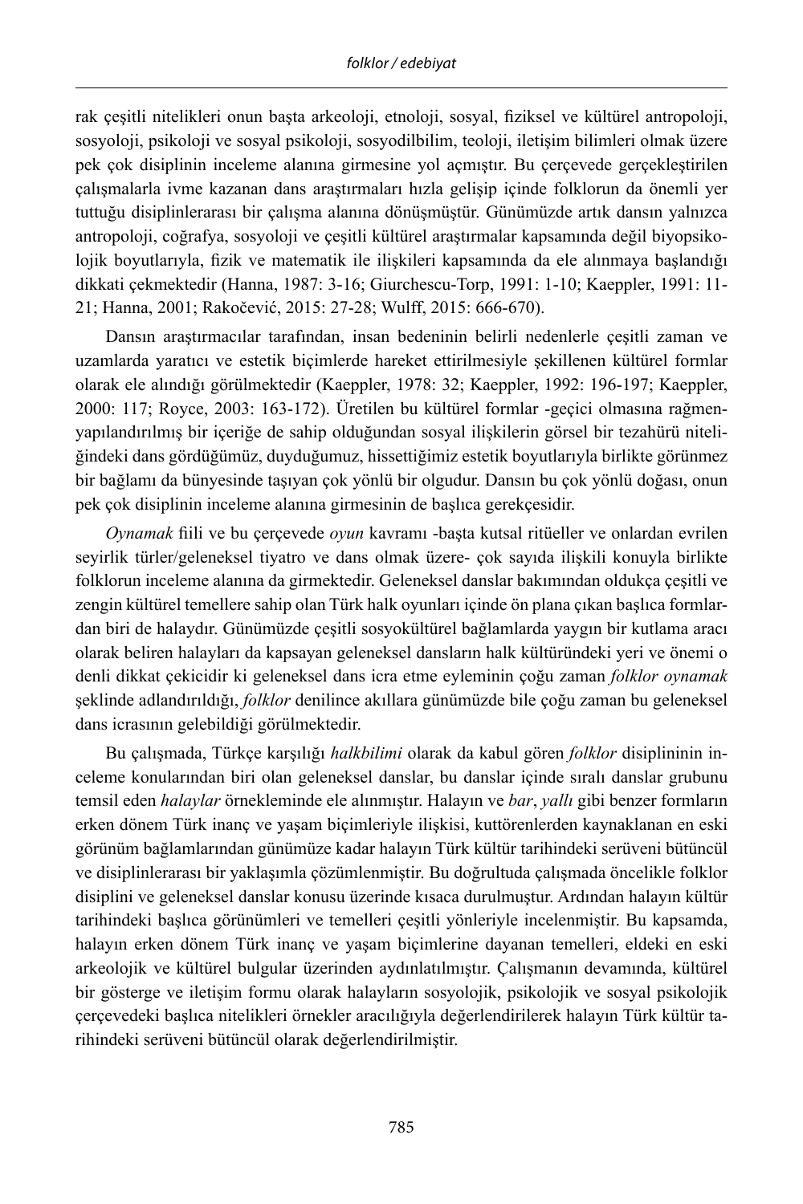rak çeşitli nitelikleri onun başta arkeoloji, etnoloji, sosyal, fiziksel ve kültürel antropoloji, sosyoloji, psikoloji ve sosyal psikoloji, sosyodilbilim, teoloji, iletişim bilimleri olmak üzere pek çok disiplinin inceleme alanına girmesine yol açmıştır. Bu çerçevede gerçekleştirilen çalışmalarla ivme kazanan dans araştırmaları hızla gelişip içinde folklorun da önemli yer tuttuğu disiplinlerarası bir çalışma alanına dönüşmüştür. Günümüzde artık dansın yalnızca antropoloji, coğrafya, sosyoloji ve çeşitli kültürel araştırmalar kapsamında değil biyopsikolojik boyutlarıyla, fizik ve matematik ile ilişkileri kapsamında da ele alınmaya başlandığı dikkati çekmektedir (Hanna, 1987: 3-16; Giurchescu-Torp, 1991: 1-10; Kaeppler, 1991: 11-21; Hanna, 2001; Rakočević, 2015: 27-28; Wulff, 2015: 666-670).

Dansın araştırmacılar tarafından, insan bedeninin belirli nedenlerle çeşitli zaman ve uzamlarda yaratıcı ve estetik biçimlerde hareket ettirilmesiyle şekillenen kültürel formlar olarak ele alındığı görülmektedir (Kaeppler, 1978: 32; Kaeppler, 1992: 196-197; Kaeppler, 2000: 117; Royce, 2003: 163-172). Üretilen bu kültürel formlar -geçici olmasına rağmen- yapılandırılmış bir içeriğe de sahip olduğundan sosyal ilişkilerin görsel bir tezahürü niteliğindeki dans gördüğümüz, duyduğumuz, hissettiğimiz estetik boyutlarıyla birlikte görünmez bir bağlamı da bünyesinde taşıyan çok yönlü bir olgudur. Dansın bu çok yönlü doğası, onun pek çok disiplinin inceleme alanına girmesinin de başlıca gerekçesidir.

*Oynamak* fiili ve bu çerçevede *oyun* kavramı -başta kutsal ritüeller ve onlardan evrilen seyirlik türler/geleneksel tiyatro ve dans olmak üzere- çok sayıda ilişkili konuyla birlikte folklorun inceleme alanına da girmektedir. Geleneksel danslar bakımından oldukça çeşitli ve zengin kültürel temellere sahip olan Türk halk oyunları içinde ön plana çıkan başlıca formlardan biri de halaydır. Günümüzde çeşitli sosyokültürel bağlamlarda yaygın bir kutlama aracı olarak beliren halayları da kapsayan geleneksel dansların halk kültüründeki yeri ve önemi o denli dikkat çekicidir ki geleneksel dans icra etme eyleminin çoğu zaman *folklor oynamak* şeklinde adlandırıldığı, *folklor* denilince akıllara günümüzde bile çoğu zaman bu geleneksel dans icrasının gelebildiği görülmektedir.

Bu çalışmada, Türkçe karşılığı *halkbilimi* olarak da kabul gören *folklor* disiplininin inceleme konularından biri olan geleneksel danslar, bu danslar içinde sıralı danslar grubunu temsil eden *halaylar* örnekleminde ele alınmıştır. Halayın ve *bar*, *yallı* gibi benzer formların erken dönem Türk inanç ve yaşam biçimleriyle ilişkisi, kuttörenlerden kaynaklanan en eski görünüm bağlamlarından günümüze kadar halayın Türk kültür tarihindeki serüveni bütüncül ve disiplinlerarası bir yaklaşımla çözümlenmiştir. Bu doğrultuda çalışmada öncelikle folklor disiplini ve geleneksel danslar konusu üzerinde kısaca durulmuştur. Ardından halayın kültür tarihindeki başlıca görünümleri ve temelleri çeşitli yönleriyle incelenmiştir. Bu kapsamda, halayın erken dönem Türk inanç ve yaşam biçimlerine dayanan temelleri, eldeki en eski arkeolojik ve kültürel bulgular üzerinden aydınlatılmıştır. Çalışmanın devamında, kültürel bir gösterge ve iletişim formu olarak halayların sosyolojik, psikolojik ve sosyal psikolojik çerçevedeki başlıca nitelikleri örnekler aracılığıyla değerlendirilerek halayın Türk kültür tarihindeki serüveni bütüncül olarak değerlendirilmiştir.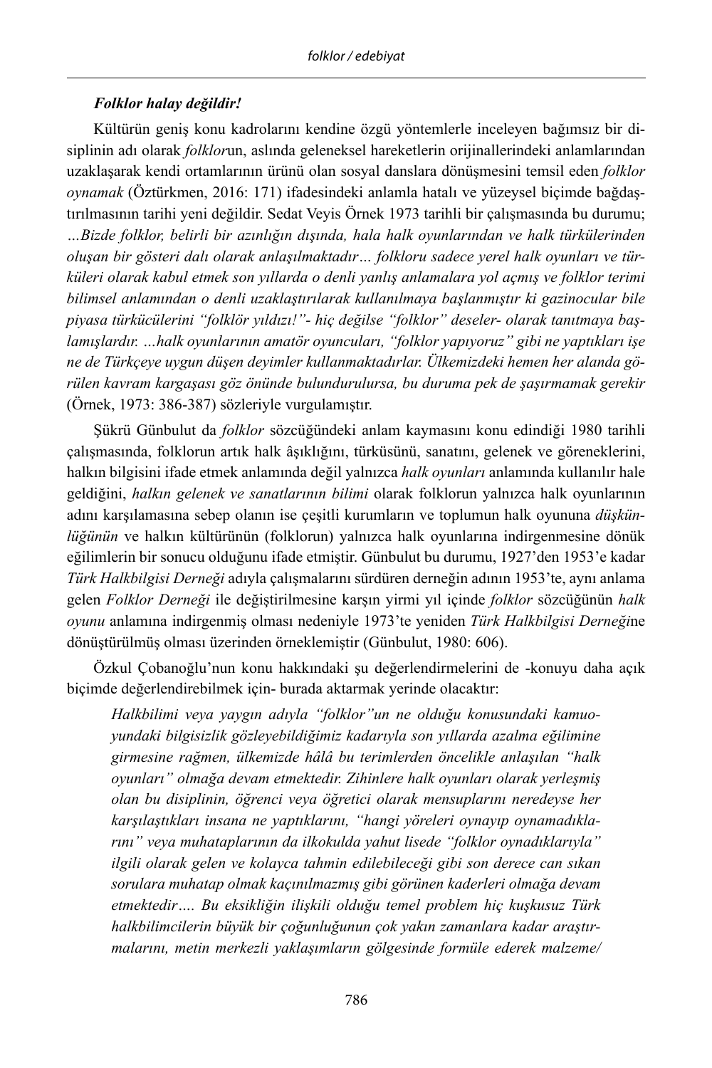***Folklor halay değildir!***

Kültürün geniş konu kadrolarını kendine özgü yöntemlerle inceleyen bağımsız bir disiplinin adı olarak *folklor*un, aslında geleneksel hareketlerin orijinallerindeki anlamlarından uzaklaşarak kendi ortamlarının ürünü olan sosyal danslara dönüşmesini temsil eden *folklor oynamak* (Öztürkmen, 2016: 171) ifadesindeki anlamla hatalı ve yüzeysel biçimde bağdaştırılmasının tarihi yeni değildir. Sedat Veyis Örnek 1973 tarihli bir çalışmasında bu durumu; *…Bizde folklor, belirli bir azınlığın dışında, hala halk oyunlarından ve halk türkülerinden oluşan bir gösteri dalı olarak anlaşılmaktadır… folkloru sadece yerel halk oyunları ve türküleri olarak kabul etmek son yıllarda o denli yanlış anlamalara yol açmış ve folklor terimi bilimsel anlamından o denli uzaklaştırılarak kullanılmaya başlanmıştır ki gazinocular bile piyasa türkücülerini "folklör yıldızı!"- hiç değilse "folklor" deseler- olarak tanıtmaya başlamışlardır. …halk oyunlarının amatör oyuncuları, "folklor yapıyoruz" gibi ne yaptıkları işe ne de Türkçeye uygun düşen deyimler kullanmaktadırlar. Ülkemizdeki hemen her alanda görülen kavram kargaşası göz önünde bulundurulursa, bu duruma pek de şaşırmamak gerekir* (Örnek, 1973: 386-387) sözleriyle vurgulamıştır.

Şükrü Günbulut da *folklor* sözcüğündeki anlam kaymasını konu edindiği 1980 tarihli çalışmasında, folklorun artık halk âşıklığını, türküsünü, sanatını, gelenek ve göreneklerini, halkın bilgisini ifade etmek anlamında değil yalnızca *halk oyunları* anlamında kullanılır hale geldiğini, *halkın gelenek ve sanatlarının bilimi* olarak folklorun yalnızca halk oyunlarının adını karşılamasına sebep olanın ise çeşitli kurumların ve toplumun halk oyununa *düşkünlüğünün* ve halkın kültürünün (folklorun) yalnızca halk oyunlarına indirgenmesine dönük eğilimlerin bir sonucu olduğunu ifade etmiştir. Günbulut bu durumu, 1927'den 1953'e kadar *Türk Halkbilgisi Derneği* adıyla çalışmalarını sürdüren derneğin adının 1953'te, aynı anlama gelen *Folklor Derneği* ile değiştirilmesine karşın yirmi yıl içinde *folklor* sözcüğünün *halk oyunu* anlamına indirgenmiş olması nedeniyle 1973'te yeniden *Türk Halkbilgisi Derneği*ne dönüştürülmüş olması üzerinden örneklemiştir (Günbulut, 1980: 606).

Özkul Çobanoğlu'nun konu hakkındaki şu değerlendirmelerini de -konuyu daha açık biçimde değerlendirebilmek için- burada aktarmak yerinde olacaktır:

> *Halkbilimi veya yaygın adıyla "folklor"un ne olduğu konusundaki kamuoyundaki bilgisizlik gözleyebildiğimiz kadarıyla son yıllarda azalma eğilimine girmesine rağmen, ülkemizde hâlâ bu terimlerden öncelikle anlaşılan "halk oyunları" olmağa devam etmektedir. Zihinlere halk oyunları olarak yerleşmiş olan bu disiplinin, öğrenci veya öğretici olarak mensuplarını neredeyse her karşılaştıkları insana ne yaptıklarını, "hangi yöreleri oynayıp oynamadıklarını" veya muhataplarının da ilkokulda yahut lisede "folklor oynadıklarıyla" ilgili olarak gelen ve kolayca tahmin edilebileceği gibi son derece can sıkan sorulara muhatap olmak kaçınılmazmış gibi görünen kaderleri olmağa devam etmektedir…. Bu eksikliğin ilişkili olduğu temel problem hiç kuşkusuz Türk halkbilimcilerin büyük bir çoğunluğunun çok yakın zamanlara kadar araştırmalarını, metin merkezli yaklaşımların gölgesinde formüle ederek malzeme/*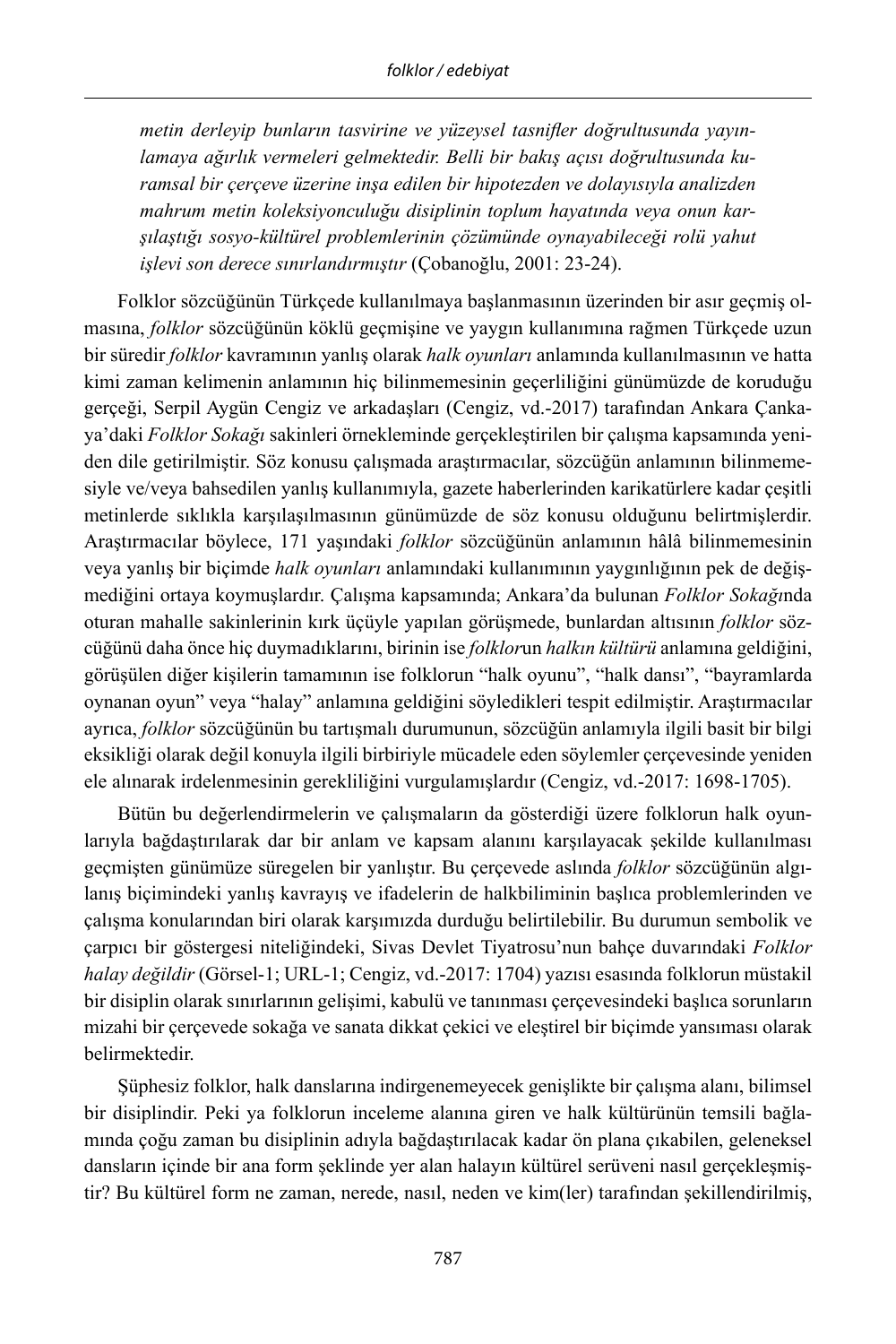*metin derleyip bunların tasvirine ve yüzeysel tasnifler doğrultusunda yayınlamaya ağırlık vermeleri gelmektedir. Belli bir bakış açısı doğrultusunda kuramsal bir çerçeve üzerine inşa edilen bir hipotezden ve dolayısıyla analizden mahrum metin koleksiyonculuğu disiplinin toplum hayatında veya onun karşılaştığı sosyo-kültürel problemlerinin çözümünde oynayabileceği rolü yahut işlevi son derece sınırlandırmıştır* (Çobanoğlu, 2001: 23-24).

Folklor sözcüğünün Türkçede kullanılmaya başlanmasının üzerinden bir asır geçmiş olmasına, *folklor* sözcüğünün köklü geçmişine ve yaygın kullanımına rağmen Türkçede uzun bir süredir *folklor* kavramının yanlış olarak *halk oyunları* anlamında kullanılmasının ve hatta kimi zaman kelimenin anlamının hiç bilinmemesinin geçerliliğini günümüzde de koruduğu gerçeği, Serpil Aygün Cengiz ve arkadaşları (Cengiz, vd.-2017) tarafından Ankara Çankaya'daki *Folklor Sokağı* sakinleri örnekleminde gerçekleştirilen bir çalışma kapsamında yeniden dile getirilmiştir. Söz konusu çalışmada araştırmacılar, sözcüğün anlamının bilinmemesiyle ve/veya bahsedilen yanlış kullanımıyla, gazete haberlerinden karikatürlere kadar çeşitli metinlerde sıklıkla karşılaşılmasının günümüzde de söz konusu olduğunu belirtmişlerdir. Araştırmacılar böylece, 171 yaşındaki *folklor* sözcüğünün anlamının hâlâ bilinmemesinin veya yanlış bir biçimde *halk oyunları* anlamındaki kullanımının yaygınlığının pek de değişmediğini ortaya koymuşlardır. Çalışma kapsamında; Ankara'da bulunan *Folklor Sokağı*nda oturan mahalle sakinlerinin kırk üçüyle yapılan görüşmede, bunlardan altısının *folklor* sözcüğünü daha önce hiç duymadıklarını, birinin ise *folklor*un *halkın kültürü* anlamına geldiğini, görüşülen diğer kişilerin tamamının ise folklorun "halk oyunu", "halk dansı", "bayramlarda oynanan oyun" veya "halay" anlamına geldiğini söyledikleri tespit edilmiştir. Araştırmacılar ayrıca, *folklor* sözcüğünün bu tartışmalı durumunun, sözcüğün anlamıyla ilgili basit bir bilgi eksikliği olarak değil konuyla ilgili birbiriyle mücadele eden söylemler çerçevesinde yeniden ele alınarak irdelenmesinin gerekliliğini vurgulamışlardır (Cengiz, vd.-2017: 1698-1705).

Bütün bu değerlendirmelerin ve çalışmaların da gösterdiği üzere folklorun halk oyunlarıyla bağdaştırılarak dar bir anlam ve kapsam alanını karşılayacak şekilde kullanılması geçmişten günümüze süregelen bir yanlıştır. Bu çerçevede aslında *folklor* sözcüğünün algılanış biçimindeki yanlış kavrayış ve ifadelerin de halkbiliminin başlıca problemlerinden ve çalışma konularından biri olarak karşımızda durduğu belirtilebilir. Bu durumun sembolik ve çarpıcı bir göstergesi niteliğindeki, Sivas Devlet Tiyatrosu'nun bahçe duvarındaki *Folklor halay değildir* (Görsel-1; URL-1; Cengiz, vd.-2017: 1704) yazısı esasında folklorun müstakil bir disiplin olarak sınırlarının gelişimi, kabulü ve tanınması çerçevesindeki başlıca sorunların mizahi bir çerçevede sokağa ve sanata dikkat çekici ve eleştirel bir biçimde yansıması olarak belirmektedir.

Şüphesiz folklor, halk danslarına indirgenemeyecek genişlikte bir çalışma alanı, bilimsel bir disiplindir. Peki ya folklorun inceleme alanına giren ve halk kültürünün temsili bağlamında çoğu zaman bu disiplinin adıyla bağdaştırılacak kadar ön plana çıkabilen, geleneksel dansların içinde bir ana form şeklinde yer alan halayın kültürel serüveni nasıl gerçekleşmiştir? Bu kültürel form ne zaman, nerede, nasıl, neden ve kim(ler) tarafından şekillendirilmiş,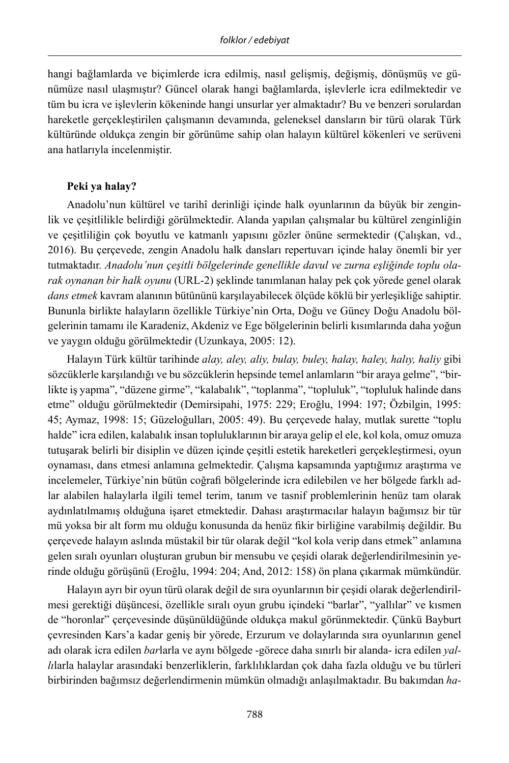hangi bağlamlarda ve biçimlerde icra edilmiş, nasıl gelişmiş, değişmiş, dönüşmüş ve günümüze nasıl ulaşmıştır? Güncel olarak hangi bağlamlarda, işlevlerle icra edilmektedir ve tüm bu icra ve işlevlerin kökeninde hangi unsurlar yer almaktadır? Bu ve benzeri sorulardan hareketle gerçekleştirilen çalışmanın devamında, geleneksel dansların bir türü olarak Türk kültüründe oldukça zengin bir görünüme sahip olan halayın kültürel kökenleri ve serüveni ana hatlarıyla incelenmiştir.

**Peki ya halay?**

Anadolu'nun kültürel ve tarihî derinliği içinde halk oyunlarının da büyük bir zenginlik ve çeşitlilikle belirdiği görülmektedir. Alanda yapılan çalışmalar bu kültürel zenginliğin ve çeşitliliğin çok boyutlu ve katmanlı yapısını gözler önüne sermektedir (Çalışkan, vd., 2016). Bu çerçevede, zengin Anadolu halk dansları repertuvarı içinde halay önemli bir yer tutmaktadır. *Anadolu'nun çeşitli bölgelerinde genellikle davul ve zurna eşliğinde toplu olarak oynanan bir halk oyunu* (URL-2) şeklinde tanımlanan halay pek çok yörede genel olarak *dans etmek* kavram alanının bütününü karşılayabilecek ölçüde köklü bir yerleşikliğe sahiptir. Bununla birlikte halayların özellikle Türkiye'nin Orta, Doğu ve Güney Doğu Anadolu bölgelerinin tamamı ile Karadeniz, Akdeniz ve Ege bölgelerinin belirli kısımlarında daha yoğun ve yaygın olduğu görülmektedir (Uzunkaya, 2005: 12).

Halayın Türk kültür tarihinde *alay, aley, aliy, bulay, buley, halay, haley, halıy, haliy* gibi sözcüklerle karşılandığı ve bu sözcüklerin hepsinde temel anlamların "bir araya gelme", "birlikte iş yapma", "düzene girme", "kalabalık", "toplanma", "topluluk", "topluluk halinde dans etme" olduğu görülmektedir (Demirsipahi, 1975: 229; Eroğlu, 1994: 197; Özbilgin, 1995: 45; Aymaz, 1998: 15; Güzeloğulları, 2005: 49). Bu çerçevede halay, mutlak surette "toplu halde" icra edilen, kalabalık insan topluluklarının bir araya gelip el ele, kol kola, omuz omuza tutuşarak belirli bir disiplin ve düzen içinde çeşitli estetik hareketleri gerçekleştirmesi, oyun oynaması, dans etmesi anlamına gelmektedir. Çalışma kapsamında yaptığımız araştırma ve incelemeler, Türkiye'nin bütün coğrafi bölgelerinde icra edilebilen ve her bölgede farklı adlar alabilen halaylarla ilgili temel terim, tanım ve tasnif problemlerinin henüz tam olarak aydınlatılmamış olduğuna işaret etmektedir. Dahası araştırmacılar halayın bağımsız bir tür mü yoksa bir alt form mu olduğu konusunda da henüz fikir birliğine varabilmiş değildir. Bu çerçevede halayın aslında müstakil bir tür olarak değil "kol kola verip dans etmek" anlamına gelen sıralı oyunları oluşturan grubun bir mensubu ve çeşidi olarak değerlendirilmesinin yerinde olduğu görüşünü (Eroğlu, 1994: 204; And, 2012: 158) ön plana çıkarmak mümkündür.

Halayın ayrı bir oyun türü olarak değil de sıra oyunlarının bir çeşidi olarak değerlendirilmesi gerektiği düşüncesi, özellikle sıralı oyun grubu içindeki "barlar", "yallılar" ve kısmen de "horonlar" çerçevesinde düşünüldüğünde oldukça makul görünmektedir. Çünkü Bayburt çevresinden Kars'a kadar geniş bir yörede, Erzurum ve dolaylarında sıra oyunlarının genel adı olarak icra edilen *bar*larla ve aynı bölgede -görece daha sınırlı bir alanda- icra edilen *yallı*larla halaylar arasındaki benzerliklerin, farklılıklardan çok daha fazla olduğu ve bu türleri birbirinden bağımsız değerlendirmenin mümkün olmadığı anlaşılmaktadır. Bu bakımdan *ha-*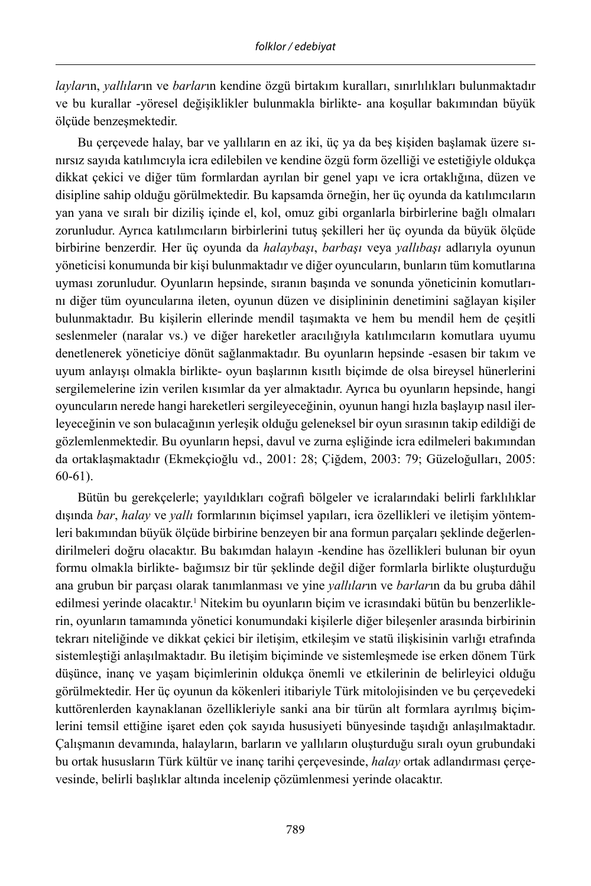*laylar*ın, *yallılar*ın ve *barlar*ın kendine özgü birtakım kuralları, sınırlılıkları bulunmaktadır ve bu kurallar -yöresel değişiklikler bulunmakla birlikte- ana koşullar bakımından büyük ölçüde benzeşmektedir.

Bu çerçevede halay, bar ve yallıların en az iki, üç ya da beş kişiden başlamak üzere sınırsız sayıda katılımcıyla icra edilebilen ve kendine özgü form özelliği ve estetiğiyle oldukça dikkat çekici ve diğer tüm formlardan ayrılan bir genel yapı ve icra ortaklığına, düzen ve disipline sahip olduğu görülmektedir. Bu kapsamda örneğin, her üç oyunda da katılımcıların yan yana ve sıralı bir diziliş içinde el, kol, omuz gibi organlarla birbirlerine bağlı olmaları zorunludur. Ayrıca katılımcıların birbirlerini tutuş şekilleri her üç oyunda da büyük ölçüde birbirine benzerdir. Her üç oyunda da *halaybaşı*, *barbaşı* veya *yallıbaşı* adlarıyla oyunun yöneticisi konumunda bir kişi bulunmaktadır ve diğer oyuncuların, bunların tüm komutlarına uyması zorunludur. Oyunların hepsinde, sıranın başında ve sonunda yöneticinin komutlarını diğer tüm oyuncularına ileten, oyunun düzen ve disiplininin denetimini sağlayan kişiler bulunmaktadır. Bu kişilerin ellerinde mendil taşımakta ve hem bu mendil hem de çeşitli seslenmeler (naralar vs.) ve diğer hareketler aracılığıyla katılımcıların komutlara uyumu denetlenerek yöneticiye dönüt sağlanmaktadır. Bu oyunların hepsinde -esasen bir takım ve uyum anlayışı olmakla birlikte- oyun başlarının kısıtlı biçimde de olsa bireysel hünerlerini sergilemelerine izin verilen kısımlar da yer almaktadır. Ayrıca bu oyunların hepsinde, hangi oyuncuların nerede hangi hareketleri sergileyeceğinin, oyunun hangi hızla başlayıp nasıl ilerleyeceğinin ve son bulacağının yerleşik olduğu geleneksel bir oyun sırasının takip edildiği de gözlemlenmektedir. Bu oyunların hepsi, davul ve zurna eşliğinde icra edilmeleri bakımından da ortaklaşmaktadır (Ekmekçioğlu vd., 2001: 28; Çiğdem, 2003: 79; Güzeloğulları, 2005: 60-61).

Bütün bu gerekçelerle; yayıldıkları coğrafi bölgeler ve icralarındaki belirli farklılıklar dışında *bar*, *halay* ve *yallı* formlarının biçimsel yapıları, icra özellikleri ve iletişim yöntemleri bakımından büyük ölçüde birbirine benzeyen bir ana formun parçaları şeklinde değerlendirilmeleri doğru olacaktır. Bu bakımdan halayın -kendine has özellikleri bulunan bir oyun formu olmakla birlikte- bağımsız bir tür şeklinde değil diğer formlarla birlikte oluşturduğu ana grubun bir parçası olarak tanımlanması ve yine *yallılar*ın ve *barlar*ın da bu gruba dâhil edilmesi yerinde olacaktır.[1] Nitekim bu oyunların biçim ve icrasındaki bütün bu benzerliklerin, oyunların tamamında yönetici konumundaki kişilerle diğer bileşenler arasında birbirinin tekrarı niteliğinde ve dikkat çekici bir iletişim, etkileşim ve statü ilişkisinin varlığı etrafında sistemleştiği anlaşılmaktadır. Bu iletişim biçiminde ve sistemleşmede ise erken dönem Türk düşünce, inanç ve yaşam biçimlerinin oldukça önemli ve etkilerinin de belirleyici olduğu görülmektedir. Her üç oyunun da kökenleri itibariyle Türk mitolojisinden ve bu çerçevedeki kuttörenlerden kaynaklanan özellikleriyle sanki ana bir türün alt formlara ayrılmış biçimlerini temsil ettiğine işaret eden çok sayıda hususiyeti bünyesinde taşıdığı anlaşılmaktadır. Çalışmanın devamında, halayların, barların ve yallıların oluşturduğu sıralı oyun grubundaki bu ortak hususların Türk kültür ve inanç tarihi çerçevesinde, *halay* ortak adlandırması çerçevesinde, belirli başlıklar altında incelenip çözümlenmesi yerinde olacaktır.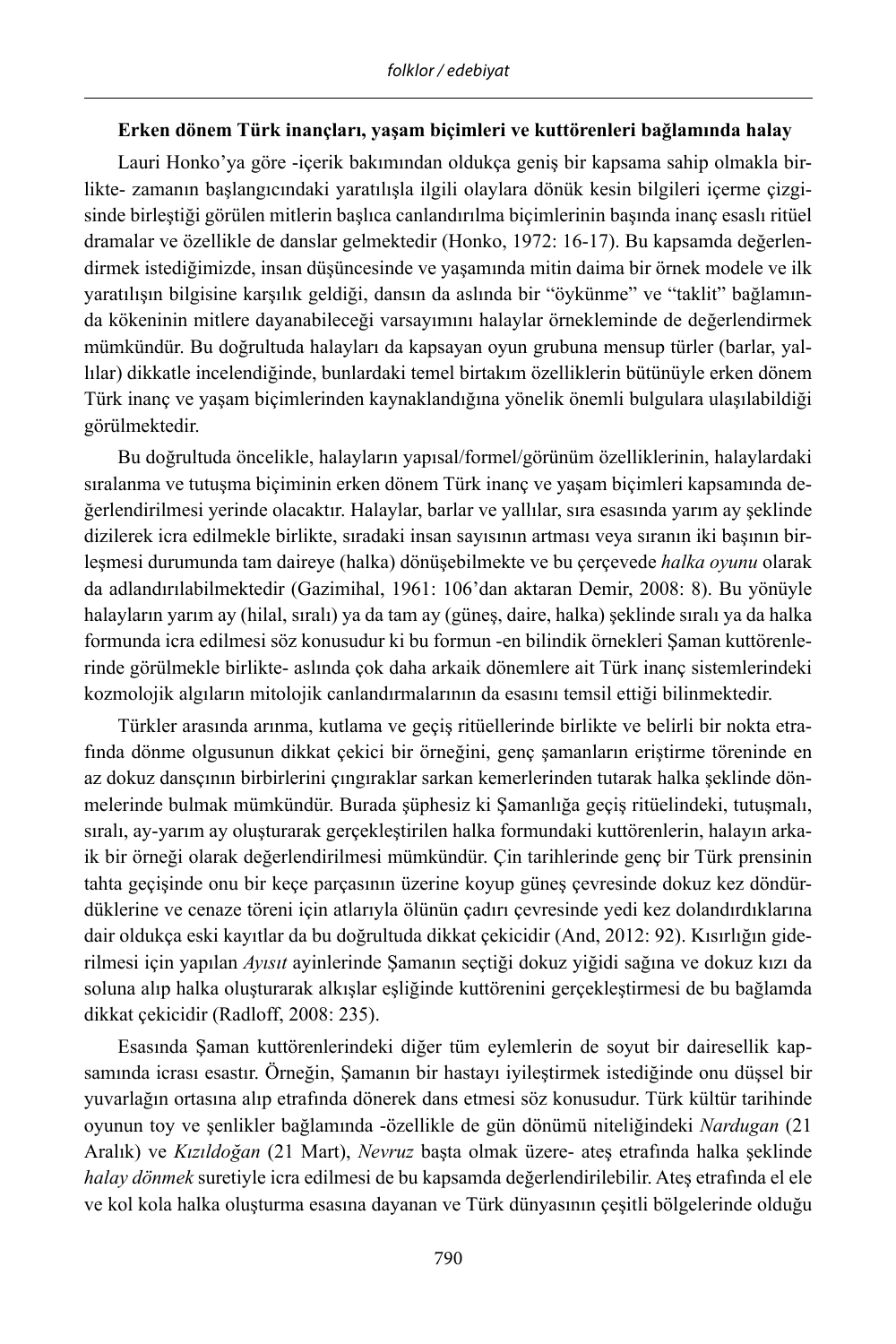**Erken dönem Türk inançları, yaşam biçimleri ve kuttörenleri bağlamında halay**

Lauri Honko'ya göre -içerik bakımından oldukça geniş bir kapsama sahip olmakla birlikte- zamanın başlangıcındaki yaratılışla ilgili olaylara dönük kesin bilgileri içerme çizgisinde birleştiği görülen mitlerin başlıca canlandırılma biçimlerinin başında inanç esaslı ritüel dramalar ve özellikle de danslar gelmektedir (Honko, 1972: 16-17). Bu kapsamda değerlendirmek istediğimizde, insan düşüncesinde ve yaşamında mitin daima bir örnek modele ve ilk yaratılışın bilgisine karşılık geldiği, dansın da aslında bir "öykünme" ve "taklit" bağlamında kökeninin mitlere dayanabileceği varsayımını halaylar örnekleminde de değerlendirmek mümkündür. Bu doğrultuda halayları da kapsayan oyun grubuna mensup türler (barlar, yallılar) dikkatle incelendiğinde, bunlardaki temel birtakım özelliklerin bütünüyle erken dönem Türk inanç ve yaşam biçimlerinden kaynaklandığına yönelik önemli bulgulara ulaşılabildiği görülmektedir.

Bu doğrultuda öncelikle, halayların yapısal/formel/görünüm özelliklerinin, halaylardaki sıralanma ve tutuşma biçiminin erken dönem Türk inanç ve yaşam biçimleri kapsamında değerlendirilmesi yerinde olacaktır. Halaylar, barlar ve yallılar, sıra esasında yarım ay şeklinde dizilerek icra edilmekle birlikte, sıradaki insan sayısının artması veya sıranın iki başının birleşmesi durumunda tam daireye (halka) dönüşebilmekte ve bu çerçevede *halka oyunu* olarak da adlandırılabilmektedir (Gazimihal, 1961: 106'dan aktaran Demir, 2008: 8). Bu yönüyle halayların yarım ay (hilal, sıralı) ya da tam ay (güneş, daire, halka) şeklinde sıralı ya da halka formunda icra edilmesi söz konusudur ki bu formun -en bilindik örnekleri Şaman kuttörenlerinde görülmekle birlikte- aslında çok daha arkaik dönemlere ait Türk inanç sistemlerindeki kozmolojik algıların mitolojik canlandırmalarının da esasını temsil ettiği bilinmektedir.

Türkler arasında arınma, kutlama ve geçiş ritüellerinde birlikte ve belirli bir nokta etrafında dönme olgusunun dikkat çekici bir örneğini, genç şamanların eriştirme töreninde en az dokuz dansçının birbirlerini çıngıraklar sarkan kemerlerinden tutarak halka şeklinde dönmelerinde bulmak mümkündür. Burada şüphesiz ki Şamanlığa geçiş ritüelindeki, tutuşmalı, sıralı, ay-yarım ay oluşturarak gerçekleştirilen halka formundaki kuttörenlerin, halayın arkaik bir örneği olarak değerlendirilmesi mümkündür. Çin tarihlerinde genç bir Türk prensinin tahta geçişinde onu bir keçe parçasının üzerine koyup güneş çevresinde dokuz kez döndürdüklerine ve cenaze töreni için atlarıyla ölünün çadırı çevresinde yedi kez dolandırdıklarına dair oldukça eski kayıtlar da bu doğrultuda dikkat çekicidir (And, 2012: 92). Kısırlığın giderilmesi için yapılan *Ayısıt* ayinlerinde Şamanın seçtiği dokuz yiğidi sağına ve dokuz kızı da soluna alıp halka oluşturarak alkışlar eşliğinde kuttörenini gerçekleştirmesi de bu bağlamda dikkat çekicidir (Radloff, 2008: 235).

Esasında Şaman kuttörenlerindeki diğer tüm eylemlerin de soyut bir dairesellik kapsamında icrası esastır. Örneğin, Şamanın bir hastayı iyileştirmek istediğinde onu düşsel bir yuvarlağın ortasına alıp etrafında dönerek dans etmesi söz konusudur. Türk kültür tarihinde oyunun toy ve şenlikler bağlamında -özellikle de gün dönümü niteliğindeki *Nardugan* (21 Aralık) ve *Kızıldoğan* (21 Mart), *Nevruz* başta olmak üzere- ateş etrafında halka şeklinde *halay dönmek* suretiyle icra edilmesi de bu kapsamda değerlendirilebilir. Ateş etrafında el ele ve kol kola halka oluşturma esasına dayanan ve Türk dünyasının çeşitli bölgelerinde olduğu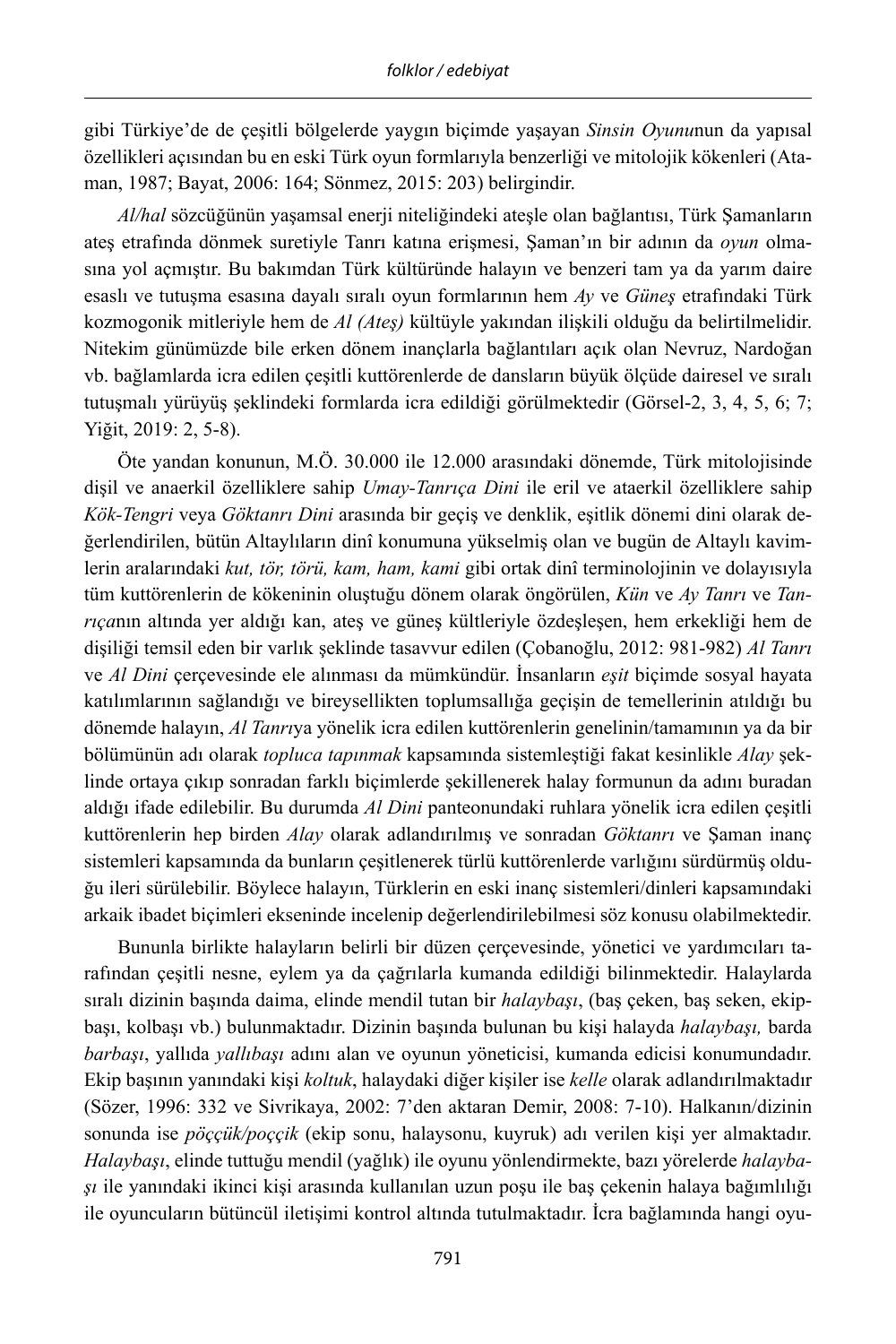gibi Türkiye'de de çeşitli bölgelerde yaygın biçimde yaşayan *Sinsin Oyunu*nun da yapısal özellikleri açısından bu en eski Türk oyun formlarıyla benzerliği ve mitolojik kökenleri (Ataman, 1987; Bayat, 2006: 164; Sönmez, 2015: 203) belirgindir.

*Al/hal* sözcüğünün yaşamsal enerji niteliğindeki ateşle olan bağlantısı, Türk Şamanların ateş etrafında dönmek suretiyle Tanrı katına erişmesi, Şaman'ın bir adının da *oyun* olmasına yol açmıştır. Bu bakımdan Türk kültüründe halayın ve benzeri tam ya da yarım daire esaslı ve tutuşma esasına dayalı sıralı oyun formlarının hem *Ay* ve *Güneş* etrafındaki Türk kozmogonik mitleriyle hem de *Al (Ateş)* kültüyle yakından ilişkili olduğu da belirtilmelidir. Nitekim günümüzde bile erken dönem inançlarla bağlantıları açık olan Nevruz, Nardoğan vb. bağlamlarda icra edilen çeşitli kuttörenlerde de dansların büyük ölçüde dairesel ve sıralı tutuşmalı yürüyüş şeklindeki formlarda icra edildiği görülmektedir (Görsel-2, 3, 4, 5, 6; 7; Yiğit, 2019: 2, 5-8).

Öte yandan konunun, M.Ö. 30.000 ile 12.000 arasındaki dönemde, Türk mitolojisinde dişil ve anaerkil özelliklere sahip *Umay-Tanrıça Dini* ile eril ve ataerkil özelliklere sahip *Kök-Tengri* veya *Göktanrı Dini* arasında bir geçiş ve denklik, eşitlik dönemi dini olarak değerlendirilen, bütün Altaylıların dinî konumuna yükselmiş olan ve bugün de Altaylı kavimlerin aralarındaki *kut, tör, törü, kam, ham, kami* gibi ortak dinî terminolojinin ve dolayısıyla tüm kuttörenlerin de kökeninin oluştuğu dönem olarak öngörülen, *Kün* ve *Ay Tanrı* ve *Tanrıça*nın altında yer aldığı kan, ateş ve güneş kültleriyle özdeşleşen, hem erkekliği hem de dişiliği temsil eden bir varlık şeklinde tasavvur edilen (Çobanoğlu, 2012: 981-982) *Al Tanrı* ve *Al Dini* çerçevesinde ele alınması da mümkündür. İnsanların *eşit* biçimde sosyal hayata katılımlarının sağlandığı ve bireysellikten toplumsallığa geçişin de temellerinin atıldığı bu dönemde halayın, *Al Tanrı*ya yönelik icra edilen kuttörenlerin genelinin/tamamının ya da bir bölümünün adı olarak *topluca tapınmak* kapsamında sistemleştiği fakat kesinlikle *Alay* şeklinde ortaya çıkıp sonradan farklı biçimlerde şekillenerek halay formunun da adını buradan aldığı ifade edilebilir. Bu durumda *Al Dini* panteonundaki ruhlara yönelik icra edilen çeşitli kuttörenlerin hep birden *Alay* olarak adlandırılmış ve sonradan *Göktanrı* ve Şaman inanç sistemleri kapsamında da bunların çeşitlenerek türlü kuttörenlerde varlığını sürdürmüş olduğu ileri sürülebilir. Böylece halayın, Türklerin en eski inanç sistemleri/dinleri kapsamındaki arkaik ibadet biçimleri ekseninde incelenip değerlendirilebilmesi söz konusu olabilmektedir.

Bununla birlikte halayların belirli bir düzen çerçevesinde, yönetici ve yardımcıları tarafından çeşitli nesne, eylem ya da çağrılarla kumanda edildiği bilinmektedir. Halaylarda sıralı dizinin başında daima, elinde mendil tutan bir *halaybaşı*, (baş çeken, baş seken, ekipbaşı, kolbaşı vb.) bulunmaktadır. Dizinin başında bulunan bu kişi halayda *halaybaşı,* barda *barbaşı*, yallıda *yallıbaşı* adını alan ve oyunun yöneticisi, kumanda edicisi konumundadır. Ekip başının yanındaki kişi *koltuk*, halaydaki diğer kişiler ise *kelle* olarak adlandırılmaktadır (Sözer, 1996: 332 ve Sivrikaya, 2002: 7'den aktaran Demir, 2008: 7-10). Halkanın/dizinin sonunda ise *pöççük/poççik* (ekip sonu, halaysonu, kuyruk) adı verilen kişi yer almaktadır. *Halaybaşı*, elinde tuttuğu mendil (yağlık) ile oyunu yönlendirmekte, bazı yörelerde *halaybaşı* ile yanındaki ikinci kişi arasında kullanılan uzun poşu ile baş çekenin halaya bağımlılığı ile oyuncuların bütüncül iletişimi kontrol altında tutulmaktadır. İcra bağlamında hangi oyu-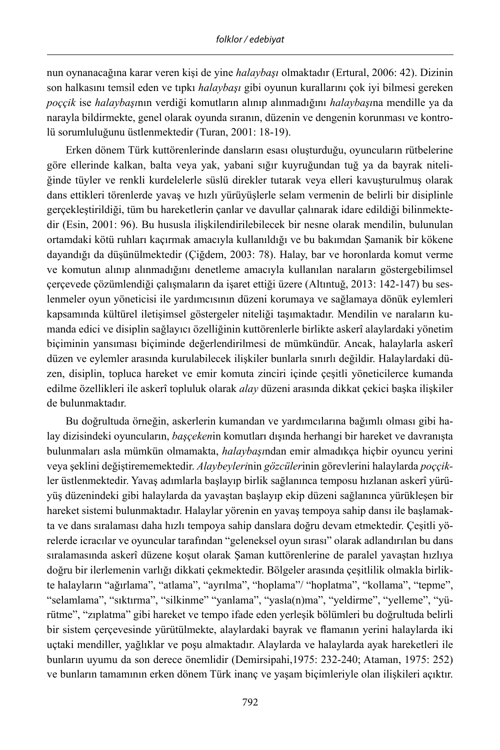nun oynanacağına karar veren kişi de yine *halaybaşı* olmaktadır (Ertural, 2006: 42). Dizinin son halkasını temsil eden ve tıpkı *halaybaşı* gibi oyunun kurallarını çok iyi bilmesi gereken *poççik* ise *halaybaşı*nın verdiği komutların alınıp alınmadığını *halaybaşı*na mendille ya da narayla bildirmekte, genel olarak oyunda sıranın, düzenin ve dengenin korunması ve kontrolü sorumluluğunu üstlenmektedir (Turan, 2001: 18-19).

Erken dönem Türk kuttörenlerinde dansların esası oluşturduğu, oyuncuların rütbelerine göre ellerinde kalkan, balta veya yak, yabani sığır kuyruğundan tuğ ya da bayrak niteliğinde tüyler ve renkli kurdelelerle süslü direkler tutarak veya elleri kavuşturulmuş olarak dans ettikleri törenlerde yavaş ve hızlı yürüyüşlerle selam vermenin de belirli bir disiplinle gerçekleştirildiği, tüm bu hareketlerin çanlar ve davullar çalınarak idare edildiği bilinmektedir (Esin, 2001: 96). Bu hususla ilişkilendirilebilecek bir nesne olarak mendilin, bulunulan ortamdaki kötü ruhları kaçırmak amacıyla kullanıldığı ve bu bakımdan Şamanik bir kökene dayandığı da düşünülmektedir (Çiğdem, 2003: 78). Halay, bar ve horonlarda komut verme ve komutun alınıp alınmadığını denetleme amacıyla kullanılan naraların göstergebilimsel çerçevede çözümlendiği çalışmaların da işaret ettiği üzere (Altıntuğ, 2013: 142-147) bu seslenmeler oyun yöneticisi ile yardımcısının düzeni korumaya ve sağlamaya dönük eylemleri kapsamında kültürel iletişimsel göstergeler niteliği taşımaktadır. Mendilin ve naraların kumanda edici ve disiplin sağlayıcı özelliğinin kuttörenlerle birlikte askerî alaylardaki yönetim biçiminin yansıması biçiminde değerlendirilmesi de mümkündür. Ancak, halaylarla askerî düzen ve eylemler arasında kurulabilecek ilişkiler bunlarla sınırlı değildir. Halaylardaki düzen, disiplin, topluca hareket ve emir komuta zinciri içinde çeşitli yöneticilerce kumanda edilme özellikleri ile askerî topluluk olarak *alay* düzeni arasında dikkat çekici başka ilişkiler de bulunmaktadır.

Bu doğrultuda örneğin, askerlerin kumandan ve yardımcılarına bağımlı olması gibi halay dizisindeki oyuncuların, *başçeken*in komutları dışında herhangi bir hareket ve davranışta bulunmaları asla mümkün olmamakta, *halaybaşı*ndan emir almadıkça hiçbir oyuncu yerini veya şeklini değiştirememektedir. *Alaybeyleri*nin *gözcüler*inin görevlerini halaylarda *poççik*ler üstlenmektedir. Yavaş adımlarla başlayıp birlik sağlanınca temposu hızlanan askerî yürüyüş düzenindeki gibi halaylarda da yavaştan başlayıp ekip düzeni sağlanınca yürükleşen bir hareket sistemi bulunmaktadır. Halaylar yörenin en yavaş tempoya sahip dansı ile başlamakta ve dans sıralaması daha hızlı tempoya sahip danslara doğru devam etmektedir. Çeşitli yörelerde icracılar ve oyuncular tarafından "geleneksel oyun sırası" olarak adlandırılan bu dans sıralamasında askerî düzene koşut olarak Şaman kuttörenlerine de paralel yavaştan hızlıya doğru bir ilerlemenin varlığı dikkati çekmektedir. Bölgeler arasında çeşitlilik olmakla birlikte halayların "ağırlama", "atlama", "ayrılma", "hoplama"/ "hoplatma", "kollama", "tepme", "selamlama", "sıktırma", "silkinme" "yanlama", "yasla(n)ma", "yeldirme", "yelleme", "yürütme", "zıplatma" gibi hareket ve tempo ifade eden yerleşik bölümleri bu doğrultuda belirli bir sistem çerçevesinde yürütülmekte, alaylardaki bayrak ve flamanın yerini halaylarda iki uçtaki mendiller, yağlıklar ve poşu almaktadır. Alaylarda ve halaylarda ayak hareketleri ile bunların uyumu da son derece önemlidir (Demirsipahi,1975: 232-240; Ataman, 1975: 252) ve bunların tamamının erken dönem Türk inanç ve yaşam biçimleriyle olan ilişkileri açıktır.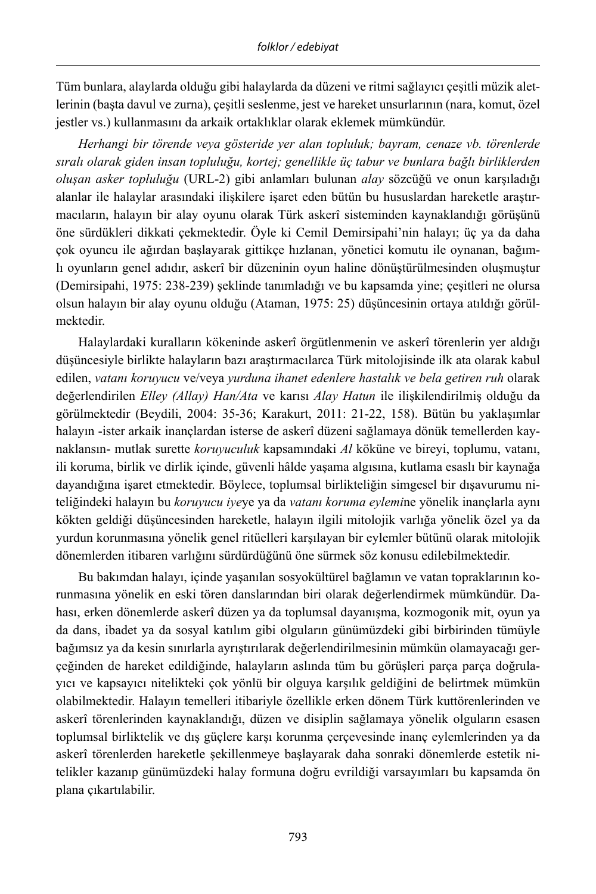Tüm bunlara, alaylarda olduğu gibi halaylarda da düzeni ve ritmi sağlayıcı çeşitli müzik aletlerinin (başta davul ve zurna), çeşitli seslenme, jest ve hareket unsurlarının (nara, komut, özel jestler vs.) kullanmasını da arkaik ortaklıklar olarak eklemek mümkündür.

*Herhangi bir törende veya gösteride yer alan topluluk; bayram, cenaze vb. törenlerde sıralı olarak giden insan topluluğu, kortej; genellikle üç tabur ve bunlara bağlı birliklerden oluşan asker topluluğu* (URL-2) gibi anlamları bulunan *alay* sözcüğü ve onun karşıladığı alanlar ile halaylar arasındaki ilişkilere işaret eden bütün bu hususlardan hareketle araştırmacıların, halayın bir alay oyunu olarak Türk askerî sisteminden kaynaklandığı görüşünü öne sürdükleri dikkati çekmektedir. Öyle ki Cemil Demirsipahi'nin halayı; üç ya da daha çok oyuncu ile ağırdan başlayarak gittikçe hızlanan, yönetici komutu ile oynanan, bağımlı oyunların genel adıdır, askerî bir düzeninin oyun haline dönüştürülmesinden oluşmuştur (Demirsipahi, 1975: 238-239) şeklinde tanımladığı ve bu kapsamda yine; çeşitleri ne olursa olsun halayın bir alay oyunu olduğu (Ataman, 1975: 25) düşüncesinin ortaya atıldığı görülmektedir.

Halaylardaki kuralların kökeninde askerî örgütlenmenin ve askerî törenlerin yer aldığı düşüncesiyle birlikte halayların bazı araştırmacılarca Türk mitolojisinde ilk ata olarak kabul edilen, *vatanı koruyucu* ve/veya *yurduna ihanet edenlere hastalık ve bela getiren ruh* olarak değerlendirilen *Elley (Allay) Han/Ata* ve karısı *Alay Hatun* ile ilişkilendirilmiş olduğu da görülmektedir (Beydili, 2004: 35-36; Karakurt, 2011: 21-22, 158). Bütün bu yaklaşımlar halayın -ister arkaik inançlardan isterse de askerî düzeni sağlamaya dönük temellerden kaynaklansın- mutlak surette *koruyuculuk* kapsamındaki *Al* köküne ve bireyi, toplumu, vatanı, ili koruma, birlik ve dirlik içinde, güvenli hâlde yaşama algısına, kutlama esaslı bir kaynağa dayandığına işaret etmektedir. Böylece, toplumsal birlikteliğin simgesel bir dışavurumu niteliğindeki halayın bu *koruyucu iye*ye ya da *vatanı koruma eylemi*ne yönelik inançlarla aynı kökten geldiği düşüncesinden hareketle, halayın ilgili mitolojik varlığa yönelik özel ya da yurdun korunmasına yönelik genel ritüelleri karşılayan bir eylemler bütünü olarak mitolojik dönemlerden itibaren varlığını sürdürdüğünü öne sürmek söz konusu edilebilmektedir.

Bu bakımdan halayı, içinde yaşanılan sosyokültürel bağlamın ve vatan topraklarının korunmasına yönelik en eski tören danslarından biri olarak değerlendirmek mümkündür. Dahası, erken dönemlerde askerî düzen ya da toplumsal dayanışma, kozmogonik mit, oyun ya da dans, ibadet ya da sosyal katılım gibi olguların günümüzdeki gibi birbirinden tümüyle bağımsız ya da kesin sınırlarla ayrıştırılarak değerlendirilmesinin mümkün olamayacağı gerçeğinden de hareket edildiğinde, halayların aslında tüm bu görüşleri parça parça doğrulayıcı ve kapsayıcı nitelikteki çok yönlü bir olguya karşılık geldiğini de belirtmek mümkün olabilmektedir. Halayın temelleri itibariyle özellikle erken dönem Türk kuttörenlerinden ve askerî törenlerinden kaynaklandığı, düzen ve disiplin sağlamaya yönelik olguların esasen toplumsal birliktelik ve dış güçlere karşı korunma çerçevesinde inanç eylemlerinden ya da askerî törenlerden hareketle şekillenmeye başlayarak daha sonraki dönemlerde estetik nitelikler kazanıp günümüzdeki halay formuna doğru evrildiği varsayımları bu kapsamda ön plana çıkartılabilir.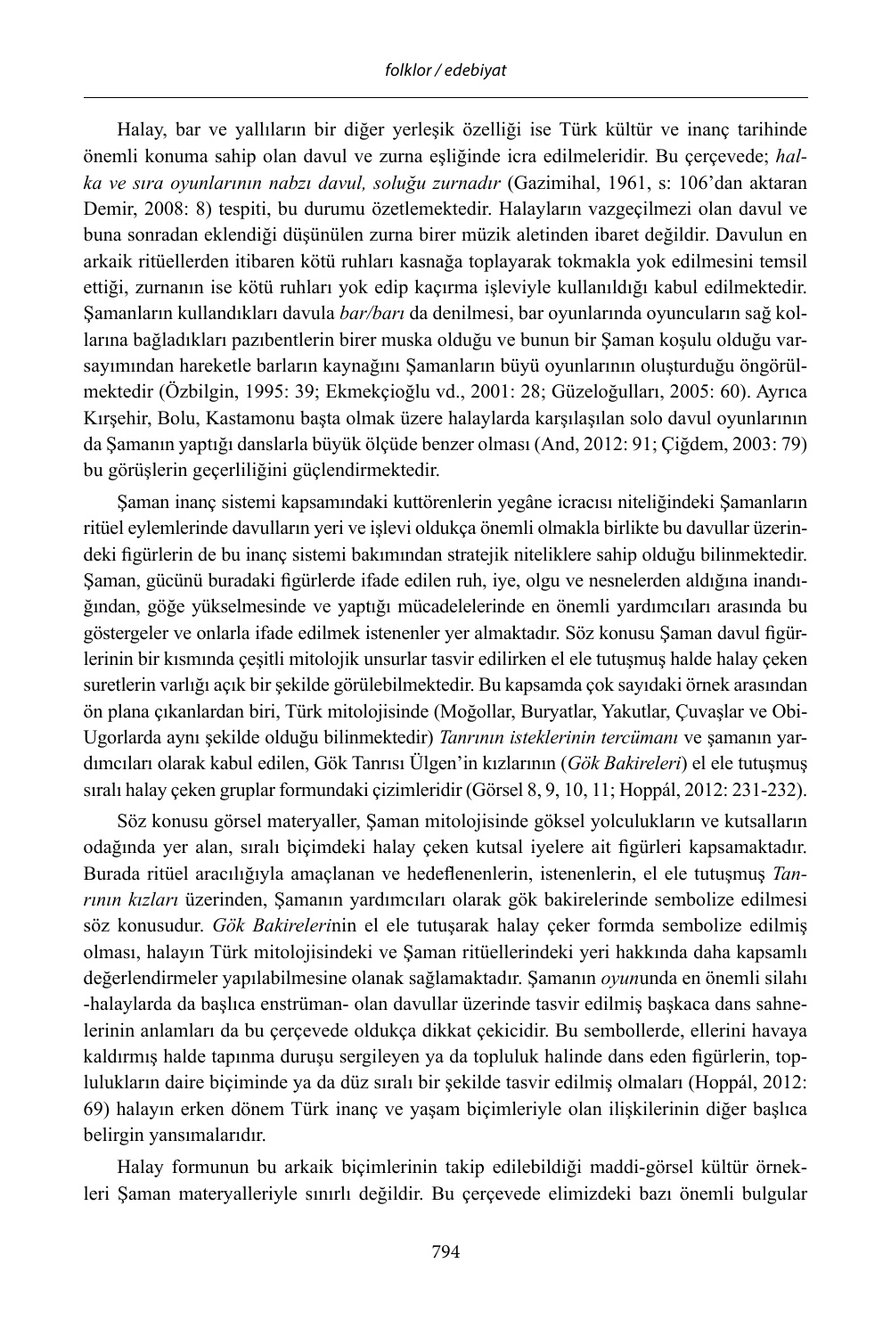Halay, bar ve yallıların bir diğer yerleşik özelliği ise Türk kültür ve inanç tarihinde önemli konuma sahip olan davul ve zurna eşliğinde icra edilmeleridir. Bu çerçevede; *halka ve sıra oyunlarının nabzı davul, soluğu zurnadır* (Gazimihal, 1961, s: 106'dan aktaran Demir, 2008: 8) tespiti, bu durumu özetlemektedir. Halayların vazgeçilmezi olan davul ve buna sonradan eklendiği düşünülen zurna birer müzik aletinden ibaret değildir. Davulun en arkaik ritüellerden itibaren kötü ruhları kasnağa toplayarak tokmakla yok edilmesini temsil ettiği, zurnanın ise kötü ruhları yok edip kaçırma işleviyle kullanıldığı kabul edilmektedir. Şamanların kullandıkları davula *bar/barı* da denilmesi, bar oyunlarında oyuncuların sağ kollarına bağladıkları pazıbentlerin birer muska olduğu ve bunun bir Şaman koşulu olduğu varsayımından hareketle barların kaynağını Şamanların büyü oyunlarının oluşturduğu öngörülmektedir (Özbilgin, 1995: 39; Ekmekçioğlu vd., 2001: 28; Güzeloğulları, 2005: 60). Ayrıca Kırşehir, Bolu, Kastamonu başta olmak üzere halaylarda karşılaşılan solo davul oyunlarının da Şamanın yaptığı danslarla büyük ölçüde benzer olması (And, 2012: 91; Çiğdem, 2003: 79) bu görüşlerin geçerliliğini güçlendirmektedir.

Şaman inanç sistemi kapsamındaki kuttörenlerin yegâne icracısı niteliğindeki Şamanların ritüel eylemlerinde davulların yeri ve işlevi oldukça önemli olmakla birlikte bu davullar üzerindeki figürlerin de bu inanç sistemi bakımından stratejik niteliklere sahip olduğu bilinmektedir. Şaman, gücünü buradaki figürlerde ifade edilen ruh, iye, olgu ve nesnelerden aldığına inandığından, göğe yükselmesinde ve yaptığı mücadelelerinde en önemli yardımcıları arasında bu göstergeler ve onlarla ifade edilmek istenenler yer almaktadır. Söz konusu Şaman davul figürlerinin bir kısmında çeşitli mitolojik unsurlar tasvir edilirken el ele tutuşmuş halde halay çeken suretlerin varlığı açık bir şekilde görülebilmektedir. Bu kapsamda çok sayıdaki örnek arasından ön plana çıkanlardan biri, Türk mitolojisinde (Moğollar, Buryatlar, Yakutlar, Çuvaşlar ve Obi-Ugorlarda aynı şekilde olduğu bilinmektedir) *Tanrının isteklerinin tercümanı* ve şamanın yardımcıları olarak kabul edilen, Gök Tanrısı Ülgen'in kızlarının (*Gök Bakireleri*) el ele tutuşmuş sıralı halay çeken gruplar formundaki çizimleridir (Görsel 8, 9, 10, 11; Hoppál, 2012: 231-232).

Söz konusu görsel materyaller, Şaman mitolojisinde göksel yolculukların ve kutsalların odağında yer alan, sıralı biçimdeki halay çeken kutsal iyelere ait figürleri kapsamaktadır. Burada ritüel aracılığıyla amaçlanan ve hedeflenenlerin, istenenlerin, el ele tutuşmuş *Tanrının kızları* üzerinden, Şamanın yardımcıları olarak gök bakirelerinde sembolize edilmesi söz konusudur. *Gök Bakireleri*nin el ele tutuşarak halay çeker formda sembolize edilmiş olması, halayın Türk mitolojisindeki ve Şaman ritüellerindeki yeri hakkında daha kapsamlı değerlendirmeler yapılabilmesine olanak sağlamaktadır. Şamanın *oyun*unda en önemli silahı -halaylarda da başlıca enstrüman- olan davullar üzerinde tasvir edilmiş başkaca dans sahnelerinin anlamları da bu çerçevede oldukça dikkat çekicidir. Bu sembollerde, ellerini havaya kaldırmış halde tapınma duruşu sergileyen ya da topluluk halinde dans eden figürlerin, toplulukların daire biçiminde ya da düz sıralı bir şekilde tasvir edilmiş olmaları (Hoppál, 2012: 69) halayın erken dönem Türk inanç ve yaşam biçimleriyle olan ilişkilerinin diğer başlıca belirgin yansımalarıdır.

Halay formunun bu arkaik biçimlerinin takip edilebildiği maddi-görsel kültür örnekleri Şaman materyalleriyle sınırlı değildir. Bu çerçevede elimizdeki bazı önemli bulgular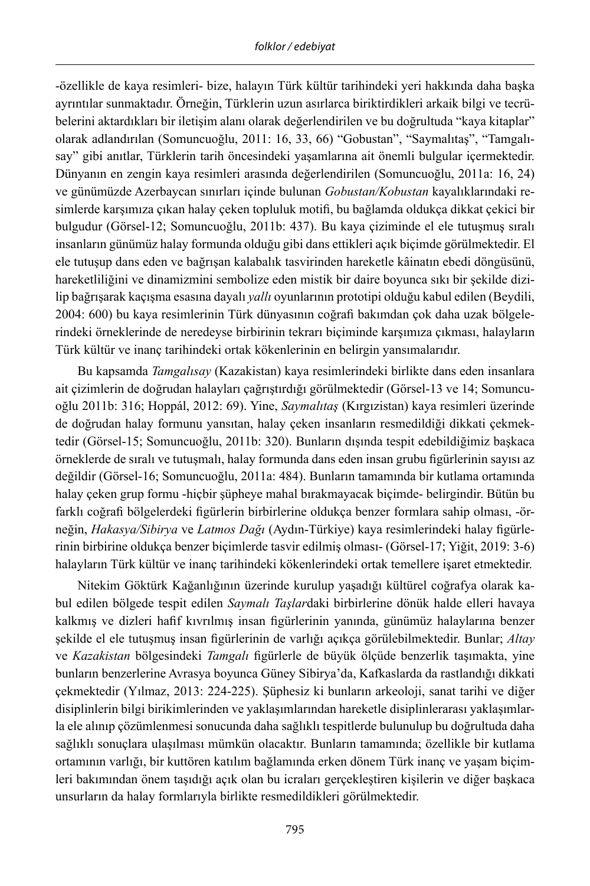-özellikle de kaya resimleri- bize, halayın Türk kültür tarihindeki yeri hakkında daha başka ayrıntılar sunmaktadır. Örneğin, Türklerin uzun asırlarca biriktirdikleri arkaik bilgi ve tecrübelerini aktardıkları bir iletişim alanı olarak değerlendirilen ve bu doğrultuda "kaya kitaplar" olarak adlandırılan (Somuncuoğlu, 2011: 16, 33, 66) "Gobustan", "Saymalıtaş", "Tamgalısay" gibi anıtlar, Türklerin tarih öncesindeki yaşamlarına ait önemli bulgular içermektedir. Dünyanın en zengin kaya resimleri arasında değerlendirilen (Somuncuoğlu, 2011a: 16, 24) ve günümüzde Azerbaycan sınırları içinde bulunan *Gobustan/Kobustan* kayalıklarındaki resimlerde karşımıza çıkan halay çeken topluluk motifi, bu bağlamda oldukça dikkat çekici bir bulgudur (Görsel-12; Somuncuoğlu, 2011b: 437). Bu kaya çiziminde el ele tutuşmuş sıralı insanların günümüz halay formunda olduğu gibi dans ettikleri açık biçimde görülmektedir. El ele tutuşup dans eden ve bağrışan kalabalık tasvirinden hareketle kâinatın ebedi döngüsünü, hareketliliğini ve dinamizmini sembolize eden mistik bir daire boyunca sıkı bir şekilde dizilip bağrışarak kaçışma esasına dayalı *yallı* oyunlarının prototipi olduğu kabul edilen (Beydili, 2004: 600) bu kaya resimlerinin Türk dünyasının coğrafi bakımdan çok daha uzak bölgelerindeki örneklerinde de neredeyse birbirinin tekrarı biçiminde karşımıza çıkması, halayların Türk kültür ve inanç tarihindeki ortak kökenlerinin en belirgin yansımalarıdır.

Bu kapsamda *Tamgalısay* (Kazakistan) kaya resimlerindeki birlikte dans eden insanlara ait çizimlerin de doğrudan halayları çağrıştırdığı görülmektedir (Görsel-13 ve 14; Somuncuoğlu 2011b: 316; Hoppál, 2012: 69). Yine, *Saymalıtaş* (Kırgızistan) kaya resimleri üzerinde de doğrudan halay formunu yansıtan, halay çeken insanların resmedildiği dikkati çekmektedir (Görsel-15; Somuncuoğlu, 2011b: 320). Bunların dışında tespit edebildiğimiz başkaca örneklerde de sıralı ve tutuşmalı, halay formunda dans eden insan grubu figürlerinin sayısı az değildir (Görsel-16; Somuncuoğlu, 2011a: 484). Bunların tamamında bir kutlama ortamında halay çeken grup formu -hiçbir şüpheye mahal bırakmayacak biçimde- belirgindir. Bütün bu farklı coğrafi bölgelerdeki figürlerin birbirlerine oldukça benzer formlara sahip olması, -örneğin, *Hakasya/Sibirya* ve *Latmos Dağı* (Aydın-Türkiye) kaya resimlerindeki halay figürlerinin birbirine oldukça benzer biçimlerde tasvir edilmiş olması- (Görsel-17; Yiğit, 2019: 3-6) halayların Türk kültür ve inanç tarihindeki kökenlerindeki ortak temellere işaret etmektedir.

Nitekim Göktürk Kağanlığının üzerinde kurulup yaşadığı kültürel coğrafya olarak kabul edilen bölgede tespit edilen *Saymalı Taşlar*daki birbirlerine dönük halde elleri havaya kalkmış ve dizleri hafif kıvrılmış insan figürlerinin yanında, günümüz halaylarına benzer şekilde el ele tutuşmuş insan figürlerinin de varlığı açıkça görülebilmektedir. Bunlar; *Altay* ve *Kazakistan* bölgesindeki *Tamgalı* figürlerle de büyük ölçüde benzerlik taşımakta, yine bunların benzerlerine Avrasya boyunca Güney Sibirya'da, Kafkaslarda da rastlandığı dikkati çekmektedir (Yılmaz, 2013: 224-225). Şüphesiz ki bunların arkeoloji, sanat tarihi ve diğer disiplinlerin bilgi birikimlerinden ve yaklaşımlarından hareketle disiplinlerarası yaklaşımlarla ele alınıp çözümlenmesi sonucunda daha sağlıklı tespitlerde bulunulup bu doğrultuda daha sağlıklı sonuçlara ulaşılması mümkün olacaktır. Bunların tamamında; özellikle bir kutlama ortamının varlığı, bir kuttören katılım bağlamında erken dönem Türk inanç ve yaşam biçimleri bakımından önem taşıdığı açık olan bu icraları gerçekleştiren kişilerin ve diğer başkaca unsurların da halay formlarıyla birlikte resmedildikleri görülmektedir.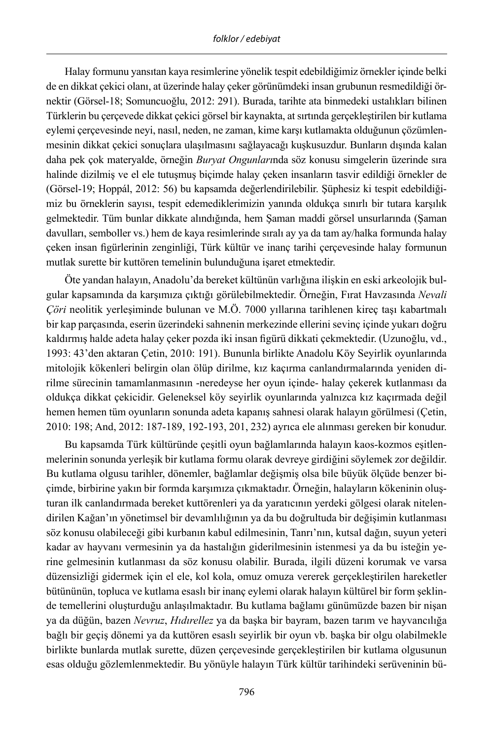Halay formunu yansıtan kaya resimlerine yönelik tespit edebildiğimiz örnekler içinde belki de en dikkat çekici olanı, at üzerinde halay çeker görünümdeki insan grubunun resmedildiği örnektir (Görsel-18; Somuncuoğlu, 2012: 291). Burada, tarihte ata binmedeki ustalıkları bilinen Türklerin bu çerçevede dikkat çekici görsel bir kaynakta, at sırtında gerçekleştirilen bir kutlama eylemi çerçevesinde neyi, nasıl, neden, ne zaman, kime karşı kutlamakta olduğunun çözümlenmesinin dikkat çekici sonuçlara ulaşılmasını sağlayacağı kuşkusuzdur. Bunların dışında kalan daha pek çok materyalde, örneğin *Buryat Ongunları*nda söz konusu simgelerin üzerinde sıra halinde dizilmiş ve el ele tutuşmuş biçimde halay çeken insanların tasvir edildiği örnekler de (Görsel-19; Hoppál, 2012: 56) bu kapsamda değerlendirilebilir. Şüphesiz ki tespit edebildiğimiz bu örneklerin sayısı, tespit edemediklerimizin yanında oldukça sınırlı bir tutara karşılık gelmektedir. Tüm bunlar dikkate alındığında, hem Şaman maddi görsel unsurlarında (Şaman davulları, semboller vs.) hem de kaya resimlerinde sıralı ay ya da tam ay/halka formunda halay çeken insan figürlerinin zenginliği, Türk kültür ve inanç tarihi çerçevesinde halay formunun mutlak surette bir kuttören temelinin bulunduğuna işaret etmektedir.

Öte yandan halayın, Anadolu'da bereket kültünün varlığına ilişkin en eski arkeolojik bulgular kapsamında da karşımıza çıktığı görülebilmektedir. Örneğin, Fırat Havzasında *Nevali Çöri* neolitik yerleşiminde bulunan ve M.Ö. 7000 yıllarına tarihlenen kireç taşı kabartmalı bir kap parçasında, eserin üzerindeki sahnenin merkezinde ellerini sevinç içinde yukarı doğru kaldırmış halde adeta halay çeker pozda iki insan figürü dikkati çekmektedir. (Uzunoğlu, vd., 1993: 43'den aktaran Çetin, 2010: 191). Bununla birlikte Anadolu Köy Seyirlik oyunlarında mitolojik kökenleri belirgin olan ölüp dirilme, kız kaçırma canlandırmalarında yeniden dirilme sürecinin tamamlanmasının -neredeyse her oyun içinde- halay çekerek kutlanması da oldukça dikkat çekicidir. Geleneksel köy seyirlik oyunlarında yalnızca kız kaçırmada değil hemen hemen tüm oyunların sonunda adeta kapanış sahnesi olarak halayın görülmesi (Çetin, 2010: 198; And, 2012: 187-189, 192-193, 201, 232) ayrıca ele alınması gereken bir konudur.

Bu kapsamda Türk kültüründe çeşitli oyun bağlamlarında halayın kaos-kozmos eşitlenmelerinin sonunda yerleşik bir kutlama formu olarak devreye girdiğini söylemek zor değildir. Bu kutlama olgusu tarihler, dönemler, bağlamlar değişmiş olsa bile büyük ölçüde benzer biçimde, birbirine yakın bir formda karşımıza çıkmaktadır. Örneğin, halayların kökeninin oluşturan ilk canlandırmada bereket kuttörenleri ya da yaratıcının yerdeki gölgesi olarak nitelendirilen Kağan'ın yönetimsel bir devamlılığının ya da bu doğrultuda bir değişimin kutlanması söz konusu olabileceği gibi kurbanın kabul edilmesinin, Tanrı'nın, kutsal dağın, suyun yeteri kadar av hayvanı vermesinin ya da hastalığın giderilmesinin istenmesi ya da bu isteğin yerine gelmesinin kutlanması da söz konusu olabilir. Burada, ilgili düzeni korumak ve varsa düzensizliği gidermek için el ele, kol kola, omuz omuza vererek gerçekleştirilen hareketler bütününün, topluca ve kutlama esaslı bir inanç eylemi olarak halayın kültürel bir form şeklinde temellerini oluşturduğu anlaşılmaktadır. Bu kutlama bağlamı günümüzde bazen bir nişan ya da düğün, bazen *Nevruz*, *Hıdırellez* ya da başka bir bayram, bazen tarım ve hayvancılığa bağlı bir geçiş dönemi ya da kuttören esaslı seyirlik bir oyun vb. başka bir olgu olabilmekle birlikte bunlarda mutlak surette, düzen çerçevesinde gerçekleştirilen bir kutlama olgusunun esas olduğu gözlemlenmektedir. Bu yönüyle halayın Türk kültür tarihindeki serüveninin bü-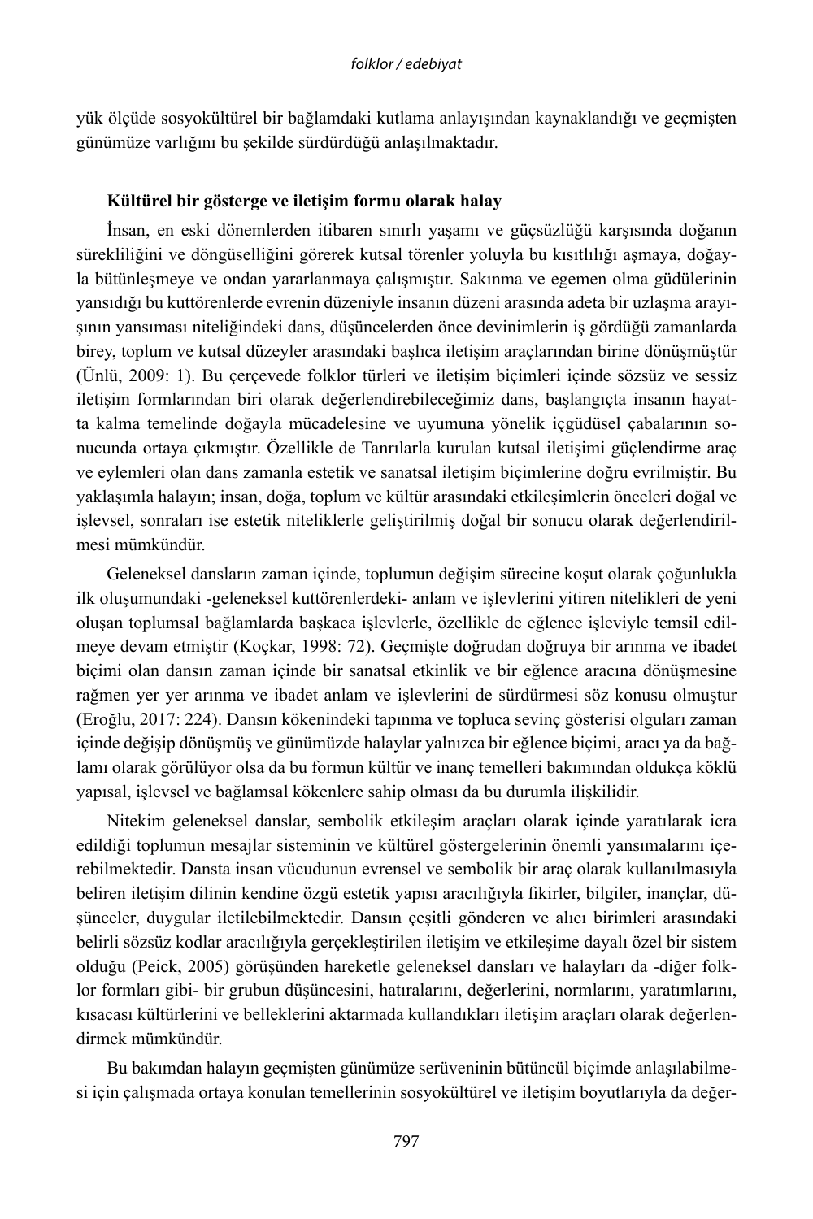yük ölçüde sosyokültürel bir bağlamdaki kutlama anlayışından kaynaklandığı ve geçmişten günümüze varlığını bu şekilde sürdürdüğü anlaşılmaktadır.

**Kültürel bir gösterge ve iletişim formu olarak halay**

İnsan, en eski dönemlerden itibaren sınırlı yaşamı ve güçsüzlüğü karşısında doğanın sürekliliğini ve döngüselliğini görerek kutsal törenler yoluyla bu kısıtlılığı aşmaya, doğayla bütünleşmeye ve ondan yararlanmaya çalışmıştır. Sakınma ve egemen olma güdülerinin yansıdığı bu kuttörenlerde evrenin düzeniyle insanın düzeni arasında adeta bir uzlaşma arayışının yansıması niteliğindeki dans, düşüncelerden önce devinimlerin iş gördüğü zamanlarda birey, toplum ve kutsal düzeyler arasındaki başlıca iletişim araçlarından birine dönüşmüştür (Ünlü, 2009: 1). Bu çerçevede folklor türleri ve iletişim biçimleri içinde sözsüz ve sessiz iletişim formlarından biri olarak değerlendirebileceğimiz dans, başlangıçta insanın hayatta kalma temelinde doğayla mücadelesine ve uyumuna yönelik içgüdüsel çabalarının sonucunda ortaya çıkmıştır. Özellikle de Tanrılarla kurulan kutsal iletişimi güçlendirme araç ve eylemleri olan dans zamanla estetik ve sanatsal iletişim biçimlerine doğru evrilmiştir. Bu yaklaşımla halayın; insan, doğa, toplum ve kültür arasındaki etkileşimlerin önceleri doğal ve işlevsel, sonraları ise estetik niteliklerle geliştirilmiş doğal bir sonucu olarak değerlendirilmesi mümkündür.

Geleneksel dansların zaman içinde, toplumun değişim sürecine koşut olarak çoğunlukla ilk oluşumundaki -geleneksel kuttörenlerdeki- anlam ve işlevlerini yitiren nitelikleri de yeni oluşan toplumsal bağlamlarda başkaca işlevlerle, özellikle de eğlence işleviyle temsil edilmeye devam etmiştir (Koçkar, 1998: 72). Geçmişte doğrudan doğruya bir arınma ve ibadet biçimi olan dansın zaman içinde bir sanatsal etkinlik ve bir eğlence aracına dönüşmesine rağmen yer yer arınma ve ibadet anlam ve işlevlerini de sürdürmesi söz konusu olmuştur (Eroğlu, 2017: 224). Dansın kökenindeki tapınma ve topluca sevinç gösterisi olguları zaman içinde değişip dönüşmüş ve günümüzde halaylar yalnızca bir eğlence biçimi, aracı ya da bağlamı olarak görülüyor olsa da bu formun kültür ve inanç temelleri bakımından oldukça köklü yapısal, işlevsel ve bağlamsal kökenlere sahip olması da bu durumla ilişkilidir.

Nitekim geleneksel danslar, sembolik etkileşim araçları olarak içinde yaratılarak icra edildiği toplumun mesajlar sisteminin ve kültürel göstergelerinin önemli yansımalarını içerebilmektedir. Dansta insan vücudunun evrensel ve sembolik bir araç olarak kullanılmasıyla beliren iletişim dilinin kendine özgü estetik yapısı aracılığıyla fikirler, bilgiler, inançlar, düşünceler, duygular iletilebilmektedir. Dansın çeşitli gönderen ve alıcı birimleri arasındaki belirli sözsüz kodlar aracılığıyla gerçekleştirilen iletişim ve etkileşime dayalı özel bir sistem olduğu (Peick, 2005) görüşünden hareketle geleneksel dansları ve halayları da -diğer folklor formları gibi- bir grubun düşüncesini, hatıralarını, değerlerini, normlarını, yaratımlarını, kısacası kültürlerini ve belleklerini aktarmada kullandıkları iletişim araçları olarak değerlendirmek mümkündür.

Bu bakımdan halayın geçmişten günümüze serüveninin bütüncül biçimde anlaşılabilmesi için çalışmada ortaya konulan temellerinin sosyokültürel ve iletişim boyutlarıyla da değer-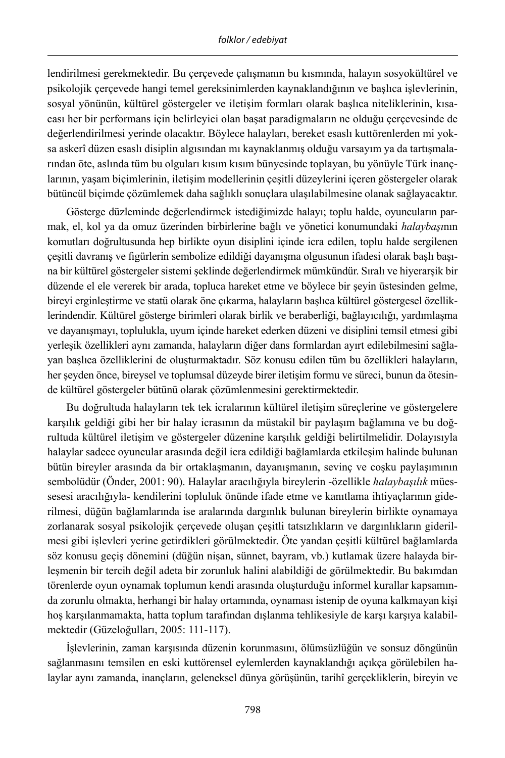lendirilmesi gerekmektedir. Bu çerçevede çalışmanın bu kısmında, halayın sosyokültürel ve psikolojik çerçevede hangi temel gereksinimlerden kaynaklandığının ve başlıca işlevlerinin, sosyal yönünün, kültürel göstergeler ve iletişim formları olarak başlıca niteliklerinin, kısacası her bir performans için belirleyici olan başat paradigmaların ne olduğu çerçevesinde de değerlendirilmesi yerinde olacaktır. Böylece halayları, bereket esaslı kuttörenlerden mi yoksa askerî düzen esaslı disiplin algısından mı kaynaklanmış olduğu varsayım ya da tartışmalarından öte, aslında tüm bu olguları kısım kısım bünyesinde toplayan, bu yönüyle Türk inançlarının, yaşam biçimlerinin, iletişim modellerinin çeşitli düzeylerini içeren göstergeler olarak bütüncül biçimde çözümlemek daha sağlıklı sonuçlara ulaşılabilmesine olanak sağlayacaktır.

Gösterge düzleminde değerlendirmek istediğimizde halayı; toplu halde, oyuncuların parmak, el, kol ya da omuz üzerinden birbirlerine bağlı ve yönetici konumundaki *halaybaşı*nın komutları doğrultusunda hep birlikte oyun disiplini içinde icra edilen, toplu halde sergilenen çeşitli davranış ve figürlerin sembolize edildiği dayanışma olgusunun ifadesi olarak başlı başına bir kültürel göstergeler sistemi şeklinde değerlendirmek mümkündür. Sıralı ve hiyerarşik bir düzende el ele vererek bir arada, topluca hareket etme ve böylece bir şeyin üstesinden gelme, bireyi erginleştirme ve statü olarak öne çıkarma, halayların başlıca kültürel göstergesel özelliklerindendir. Kültürel gösterge birimleri olarak birlik ve beraberliği, bağlayıcılığı, yardımlaşma ve dayanışmayı, toplulukla, uyum içinde hareket ederken düzeni ve disiplini temsil etmesi gibi yerleşik özellikleri aynı zamanda, halayların diğer dans formlardan ayırt edilebilmesini sağlayan başlıca özelliklerini de oluşturmaktadır. Söz konusu edilen tüm bu özellikleri halayların, her şeyden önce, bireysel ve toplumsal düzeyde birer iletişim formu ve süreci, bunun da ötesinde kültürel göstergeler bütünü olarak çözümlenmesini gerektirmektedir.

Bu doğrultuda halayların tek tek icralarının kültürel iletişim süreçlerine ve göstergelere karşılık geldiği gibi her bir halay icrasının da müstakil bir paylaşım bağlamına ve bu doğrultuda kültürel iletişim ve göstergeler düzenine karşılık geldiği belirtilmelidir. Dolayısıyla halaylar sadece oyuncular arasında değil icra edildiği bağlamlarda etkileşim halinde bulunan bütün bireyler arasında da bir ortaklaşmanın, dayanışmanın, sevinç ve coşku paylaşımının sembolüdür (Önder, 2001: 90). Halaylar aracılığıyla bireylerin -özellikle *halaybaşılık* müessesesi aracılığıyla- kendilerini topluluk önünde ifade etme ve kanıtlama ihtiyaçlarının giderilmesi, düğün bağlamlarında ise aralarında dargınlık bulunan bireylerin birlikte oynamaya zorlanarak sosyal psikolojik çerçevede oluşan çeşitli tatsızlıkların ve dargınlıkların giderilmesi gibi işlevleri yerine getirdikleri görülmektedir. Öte yandan çeşitli kültürel bağlamlarda söz konusu geçiş dönemini (düğün nişan, sünnet, bayram, vb.) kutlamak üzere halayda birleşmenin bir tercih değil adeta bir zorunluk halini alabildiği de görülmektedir. Bu bakımdan törenlerde oyun oynamak toplumun kendi arasında oluşturduğu informel kurallar kapsamında zorunlu olmakta, herhangi bir halay ortamında, oynaması istenip de oyuna kalkmayan kişi hoş karşılanmamakta, hatta toplum tarafından dışlanma tehlikesiyle de karşı karşıya kalabilmektedir (Güzeloğulları, 2005: 111-117).

İşlevlerinin, zaman karşısında düzenin korunmasını, ölümsüzlüğün ve sonsuz döngünün sağlanmasını temsilen en eski kuttörensel eylemlerden kaynaklandığı açıkça görülebilen halaylar aynı zamanda, inançların, geleneksel dünya görüşünün, tarihî gerçekliklerin, bireyin ve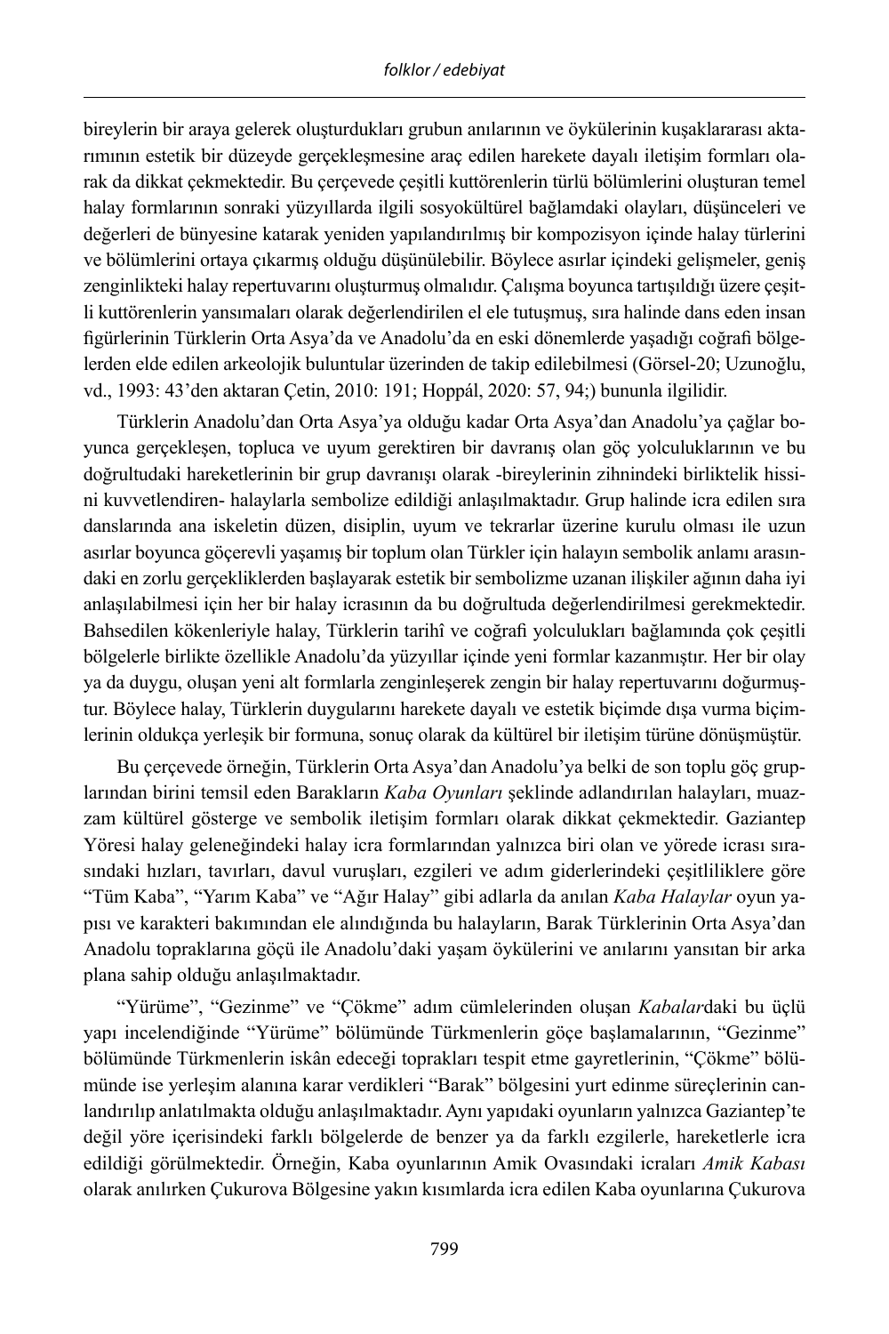bireylerin bir araya gelerek oluşturdukları grubun anılarının ve öykülerinin kuşaklararası aktarımının estetik bir düzeyde gerçekleşmesine araç edilen harekete dayalı iletişim formları olarak da dikkat çekmektedir. Bu çerçevede çeşitli kuttörenlerin türlü bölümlerini oluşturan temel halay formlarının sonraki yüzyıllarda ilgili sosyokültürel bağlamdaki olayları, düşünceleri ve değerleri de bünyesine katarak yeniden yapılandırılmış bir kompozisyon içinde halay türlerini ve bölümlerini ortaya çıkarmış olduğu düşünülebilir. Böylece asırlar içindeki gelişmeler, geniş zenginlikteki halay repertuvarını oluşturmuş olmalıdır. Çalışma boyunca tartışıldığı üzere çeşitli kuttörenlerin yansımaları olarak değerlendirilen el ele tutuşmuş, sıra halinde dans eden insan figürlerinin Türklerin Orta Asya'da ve Anadolu'da en eski dönemlerde yaşadığı coğrafi bölgelerden elde edilen arkeolojik buluntular üzerinden de takip edilebilmesi (Görsel-20; Uzunoğlu, vd., 1993: 43'den aktaran Çetin, 2010: 191; Hoppál, 2020: 57, 94;) bununla ilgilidir.

Türklerin Anadolu'dan Orta Asya'ya olduğu kadar Orta Asya'dan Anadolu'ya çağlar boyunca gerçekleşen, topluca ve uyum gerektiren bir davranış olan göç yolculuklarının ve bu doğrultudaki hareketlerinin bir grup davranışı olarak -bireylerinin zihnindeki birliktelik hissini kuvvetlendiren- halaylarla sembolize edildiği anlaşılmaktadır. Grup halinde icra edilen sıra danslarında ana iskeletin düzen, disiplin, uyum ve tekrarlar üzerine kurulu olması ile uzun asırlar boyunca göçerevli yaşamış bir toplum olan Türkler için halayın sembolik anlamı arasındaki en zorlu gerçekliklerden başlayarak estetik bir sembolizme uzanan ilişkiler ağının daha iyi anlaşılabilmesi için her bir halay icrasının da bu doğrultuda değerlendirilmesi gerekmektedir. Bahsedilen kökenleriyle halay, Türklerin tarihî ve coğrafi yolculukları bağlamında çok çeşitli bölgelerle birlikte özellikle Anadolu'da yüzyıllar içinde yeni formlar kazanmıştır. Her bir olay ya da duygu, oluşan yeni alt formlarla zenginleşerek zengin bir halay repertuvarını doğurmuştur. Böylece halay, Türklerin duygularını harekete dayalı ve estetik biçimde dışa vurma biçimlerinin oldukça yerleşik bir formuna, sonuç olarak da kültürel bir iletişim türüne dönüşmüştür.

Bu çerçevede örneğin, Türklerin Orta Asya'dan Anadolu'ya belki de son toplu göç gruplarından birini temsil eden Barakların *Kaba Oyunları* şeklinde adlandırılan halayları, muazzam kültürel gösterge ve sembolik iletişim formları olarak dikkat çekmektedir. Gaziantep Yöresi halay geleneğindeki halay icra formlarından yalnızca biri olan ve yörede icrası sırasındaki hızları, tavırları, davul vuruşları, ezgileri ve adım giderlerindeki çeşitliliklere göre "Tüm Kaba", "Yarım Kaba" ve "Ağır Halay" gibi adlarla da anılan *Kaba Halaylar* oyun yapısı ve karakteri bakımından ele alındığında bu halayların, Barak Türklerinin Orta Asya'dan Anadolu topraklarına göçü ile Anadolu'daki yaşam öykülerini ve anılarını yansıtan bir arka plana sahip olduğu anlaşılmaktadır.

"Yürüme", "Gezinme" ve "Çökme" adım cümlelerinden oluşan *Kabalar*daki bu üçlü yapı incelendiğinde "Yürüme" bölümünde Türkmenlerin göçe başlamalarının, "Gezinme" bölümünde Türkmenlerin iskân edeceği toprakları tespit etme gayretlerinin, "Çökme" bölümünde ise yerleşim alanına karar verdikleri "Barak" bölgesini yurt edinme süreçlerinin canlandırılıp anlatılmakta olduğu anlaşılmaktadır. Aynı yapıdaki oyunların yalnızca Gaziantep'te değil yöre içerisindeki farklı bölgelerde de benzer ya da farklı ezgilerle, hareketlerle icra edildiği görülmektedir. Örneğin, Kaba oyunlarının Amik Ovasındaki icraları *Amik Kabası* olarak anılırken Çukurova Bölgesine yakın kısımlarda icra edilen Kaba oyunlarına Çukurova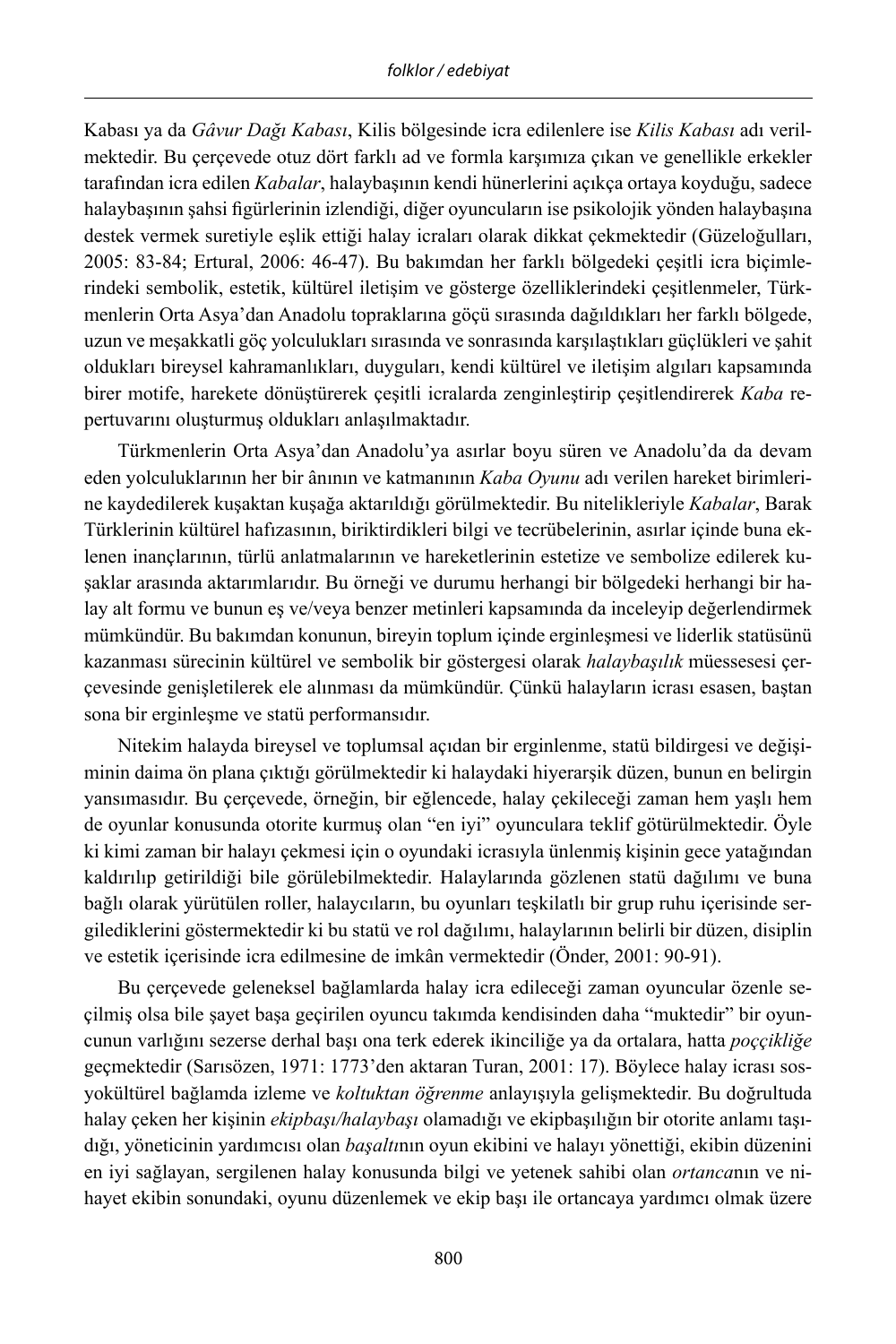Kabası ya da *Gâvur Dağı Kabası*, Kilis bölgesinde icra edilenlere ise *Kilis Kabası* adı verilmektedir. Bu çerçevede otuz dört farklı ad ve formla karşımıza çıkan ve genellikle erkekler tarafından icra edilen *Kabalar*, halaybaşının kendi hünerlerini açıkça ortaya koyduğu, sadece halaybaşının şahsi figürlerinin izlendiği, diğer oyuncuların ise psikolojik yönden halaybaşına destek vermek suretiyle eşlik ettiği halay icraları olarak dikkat çekmektedir (Güzeloğulları, 2005: 83-84; Ertural, 2006: 46-47). Bu bakımdan her farklı bölgedeki çeşitli icra biçimlerindeki sembolik, estetik, kültürel iletişim ve gösterge özelliklerindeki çeşitlenmeler, Türkmenlerin Orta Asya'dan Anadolu topraklarına göçü sırasında dağıldıkları her farklı bölgede, uzun ve meşakkatli göç yolculukları sırasında ve sonrasında karşılaştıkları güçlükleri ve şahit oldukları bireysel kahramanlıkları, duyguları, kendi kültürel ve iletişim algıları kapsamında birer motife, harekete dönüştürerek çeşitli icralarda zenginleştirip çeşitlendirerek *Kaba* repertuvarını oluşturmuş oldukları anlaşılmaktadır.

Türkmenlerin Orta Asya'dan Anadolu'ya asırlar boyu süren ve Anadolu'da da devam eden yolculuklarının her bir ânının ve katmanının *Kaba Oyunu* adı verilen hareket birimlerine kaydedilerek kuşaktan kuşağa aktarıldığı görülmektedir. Bu nitelikleriyle *Kabalar*, Barak Türklerinin kültürel hafızasının, biriktirdikleri bilgi ve tecrübelerinin, asırlar içinde buna eklenen inançlarının, türlü anlatmalarının ve hareketlerinin estetize ve sembolize edilerek kuşaklar arasında aktarımlarıdır. Bu örneği ve durumu herhangi bir bölgedeki herhangi bir halay alt formu ve bunun eş ve/veya benzer metinleri kapsamında da inceleyip değerlendirmek mümkündür. Bu bakımdan konunun, bireyin toplum içinde erginleşmesi ve liderlik statüsünü kazanması sürecinin kültürel ve sembolik bir göstergesi olarak *halaybaşılık* müessesesi çerçevesinde genişletilerek ele alınması da mümkündür. Çünkü halayların icrası esasen, baştan sona bir erginleşme ve statü performansıdır.

Nitekim halayda bireysel ve toplumsal açıdan bir erginlenme, statü bildirgesi ve değişiminin daima ön plana çıktığı görülmektedir ki halaydaki hiyerarşik düzen, bunun en belirgin yansımasıdır. Bu çerçevede, örneğin, bir eğlencede, halay çekileceği zaman hem yaşlı hem de oyunlar konusunda otorite kurmuş olan "en iyi" oyunculara teklif götürülmektedir. Öyle ki kimi zaman bir halayı çekmesi için o oyundaki icrasıyla ünlenmiş kişinin gece yatağından kaldırılıp getirildiği bile görülebilmektedir. Halaylarında gözlenen statü dağılımı ve buna bağlı olarak yürütülen roller, halaycıların, bu oyunları teşkilatlı bir grup ruhu içerisinde sergilediklerini göstermektedir ki bu statü ve rol dağılımı, halaylarının belirli bir düzen, disiplin ve estetik içerisinde icra edilmesine de imkân vermektedir (Önder, 2001: 90-91).

Bu çerçevede geleneksel bağlamlarda halay icra edileceği zaman oyuncular özenle seçilmiş olsa bile şayet başa geçirilen oyuncu takımda kendisinden daha "muktedir" bir oyuncunun varlığını sezerse derhal başı ona terk ederek ikinciliğe ya da ortalara, hatta *poççikliğe* geçmektedir (Sarısözen, 1971: 1773'den aktaran Turan, 2001: 17). Böylece halay icrası sosyokültürel bağlamda izleme ve *koltuktan öğrenme* anlayışıyla gelişmektedir. Bu doğrultuda halay çeken her kişinin *ekipbaşı/halaybaşı* olamadığı ve ekipbaşılığın bir otorite anlamı taşıdığı, yöneticinin yardımcısı olan *başaltı*nın oyun ekibini ve halayı yönettiği, ekibin düzenini en iyi sağlayan, sergilenen halay konusunda bilgi ve yetenek sahibi olan *ortanca*nın ve nihayet ekibin sonundaki, oyunu düzenlemek ve ekip başı ile ortancaya yardımcı olmak üzere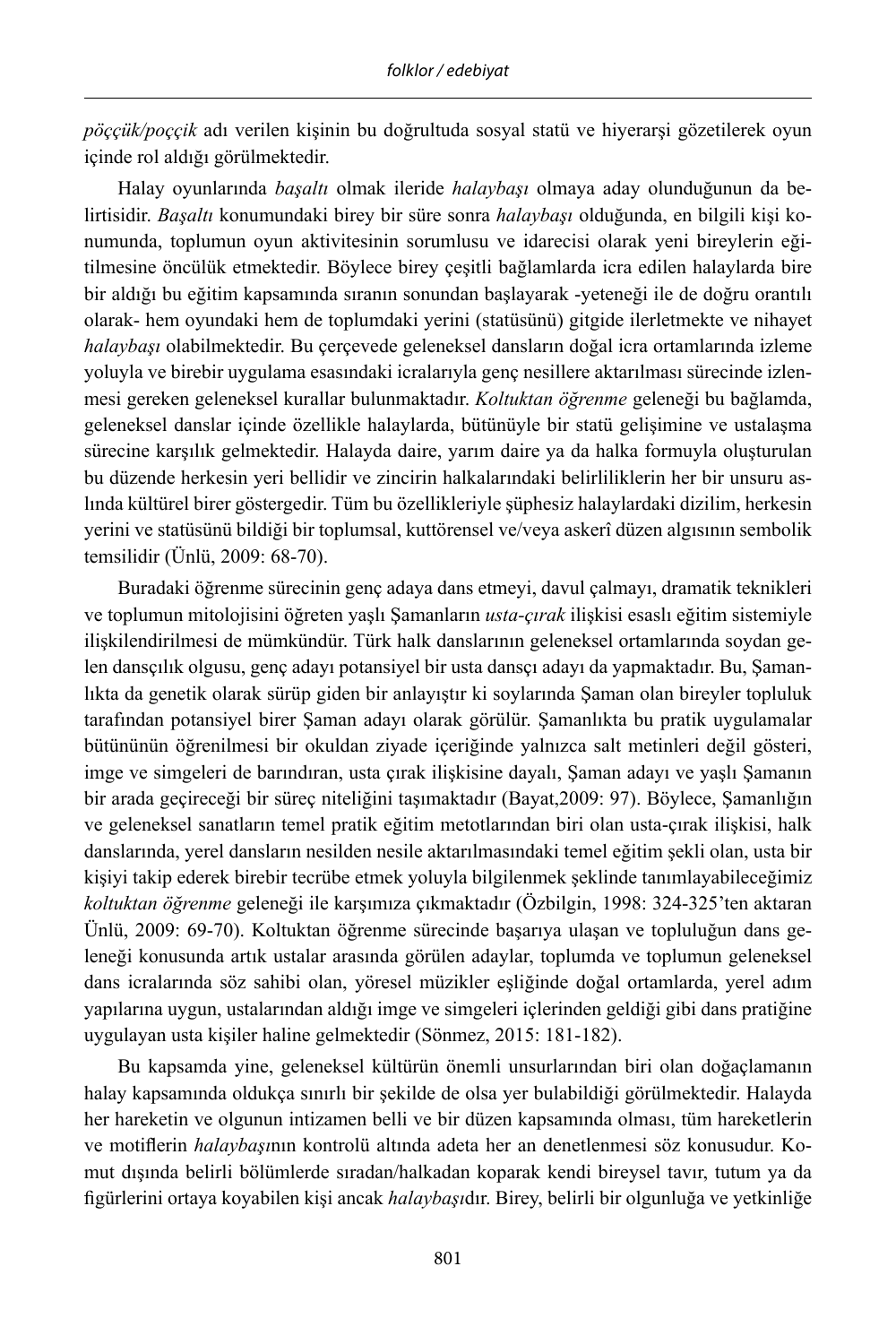*pöççük/poççik* adı verilen kişinin bu doğrultuda sosyal statü ve hiyerarşi gözetilerek oyun içinde rol aldığı görülmektedir.

Halay oyunlarında *başaltı* olmak ileride *halaybaşı* olmaya aday olunduğunun da belirtisidir. *Başaltı* konumundaki birey bir süre sonra *halaybaşı* olduğunda, en bilgili kişi konumunda, toplumun oyun aktivitesinin sorumlusu ve idarecisi olarak yeni bireylerin eğitilmesine öncülük etmektedir. Böylece birey çeşitli bağlamlarda icra edilen halaylarda bire bir aldığı bu eğitim kapsamında sıranın sonundan başlayarak -yeteneği ile de doğru orantılı olarak- hem oyundaki hem de toplumdaki yerini (statüsünü) gitgide ilerletmekte ve nihayet *halaybaşı* olabilmektedir. Bu çerçevede geleneksel dansların doğal icra ortamlarında izleme yoluyla ve birebir uygulama esasındaki icralarıyla genç nesillere aktarılması sürecinde izlenmesi gereken geleneksel kurallar bulunmaktadır. *Koltuktan öğrenme* geleneği bu bağlamda, geleneksel danslar içinde özellikle halaylarda, bütünüyle bir statü gelişimine ve ustalaşma sürecine karşılık gelmektedir. Halayda daire, yarım daire ya da halka formuyla oluşturulan bu düzende herkesin yeri bellidir ve zincirin halkalarındaki belirliliklerin her bir unsuru aslında kültürel birer göstergedir. Tüm bu özellikleriyle şüphesiz halaylardaki dizilim, herkesin yerini ve statüsünü bildiği bir toplumsal, kuttörensel ve/veya askerî düzen algısının sembolik temsilidir (Ünlü, 2009: 68-70).

Buradaki öğrenme sürecinin genç adaya dans etmeyi, davul çalmayı, dramatik teknikleri ve toplumun mitolojisini öğreten yaşlı Şamanların *usta-çırak* ilişkisi esaslı eğitim sistemiyle ilişkilendirilmesi de mümkündür. Türk halk danslarının geleneksel ortamlarında soydan gelen dansçılık olgusu, genç adayı potansiyel bir usta dansçı adayı da yapmaktadır. Bu, Şamanlıkta da genetik olarak sürüp giden bir anlayıştır ki soylarında Şaman olan bireyler topluluk tarafından potansiyel birer Şaman adayı olarak görülür. Şamanlıkta bu pratik uygulamalar bütününün öğrenilmesi bir okuldan ziyade içeriğinde yalnızca salt metinleri değil gösteri, imge ve simgeleri de barındıran, usta çırak ilişkisine dayalı, Şaman adayı ve yaşlı Şamanın bir arada geçireceği bir süreç niteliğini taşımaktadır (Bayat,2009: 97). Böylece, Şamanlığın ve geleneksel sanatların temel pratik eğitim metotlarından biri olan usta-çırak ilişkisi, halk danslarında, yerel dansların nesilden nesile aktarılmasındaki temel eğitim şekli olan, usta bir kişiyi takip ederek birebir tecrübe etmek yoluyla bilgilenmek şeklinde tanımlayabileceğimiz *koltuktan öğrenme* geleneği ile karşımıza çıkmaktadır (Özbilgin, 1998: 324-325'ten aktaran Ünlü, 2009: 69-70). Koltuktan öğrenme sürecinde başarıya ulaşan ve topluluğun dans geleneği konusunda artık ustalar arasında görülen adaylar, toplumda ve toplumun geleneksel dans icralarında söz sahibi olan, yöresel müzikler eşliğinde doğal ortamlarda, yerel adım yapılarına uygun, ustalarından aldığı imge ve simgeleri içlerinden geldiği gibi dans pratiğine uygulayan usta kişiler haline gelmektedir (Sönmez, 2015: 181-182).

Bu kapsamda yine, geleneksel kültürün önemli unsurlarından biri olan doğaçlamanın halay kapsamında oldukça sınırlı bir şekilde de olsa yer bulabildiği görülmektedir. Halayda her hareketin ve olgunun intizamen belli ve bir düzen kapsamında olması, tüm hareketlerin ve motiflerin *halaybaşı*nın kontrolü altında adeta her an denetlenmesi söz konusudur. Komut dışında belirli bölümlerde sıradan/halkadan koparak kendi bireysel tavır, tutum ya da figürlerini ortaya koyabilen kişi ancak *halaybaşı*dır. Birey, belirli bir olgunluğa ve yetkinliğe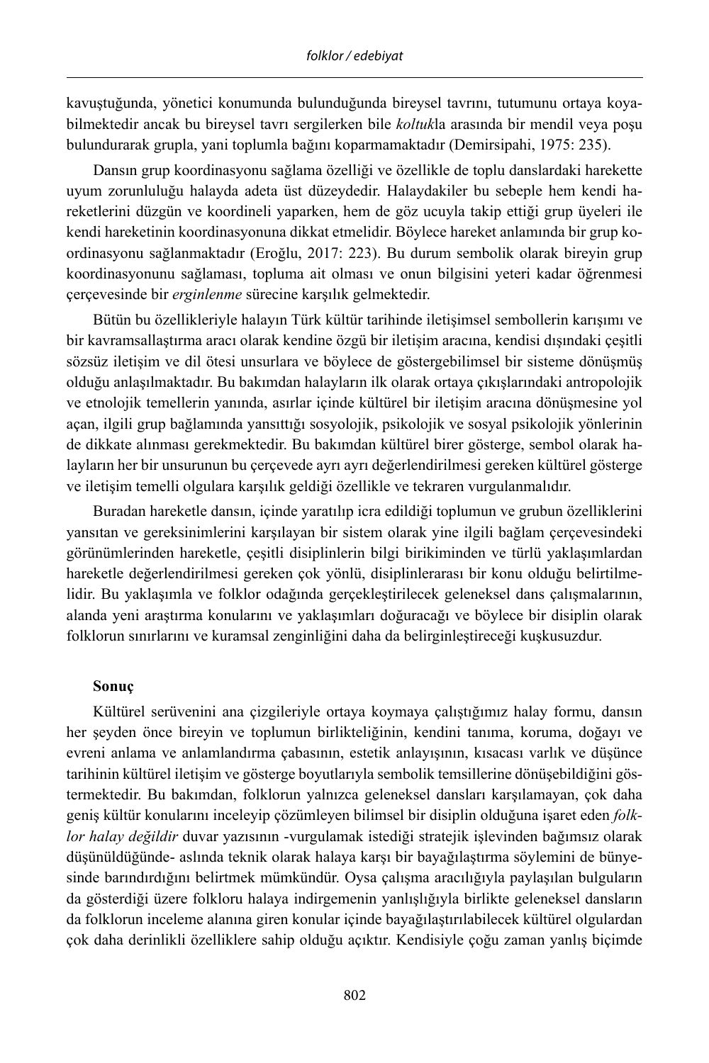kavuştuğunda, yönetici konumunda bulunduğunda bireysel tavrını, tutumunu ortaya koyabilmektedir ancak bu bireysel tavrı sergilerken bile *koltuk*la arasında bir mendil veya poşu bulundurarak grupla, yani toplumla bağını koparmamaktadır (Demirsipahi, 1975: 235).

Dansın grup koordinasyonu sağlama özelliği ve özellikle de toplu danslardaki harekette uyum zorunluluğu halayda adeta üst düzeydedir. Halaydakiler bu sebeple hem kendi hareketlerini düzgün ve koordineli yaparken, hem de göz ucuyla takip ettiği grup üyeleri ile kendi hareketinin koordinasyonuna dikkat etmelidir. Böylece hareket anlamında bir grup koordinasyonu sağlanmaktadır (Eroğlu, 2017: 223). Bu durum sembolik olarak bireyin grup koordinasyonunu sağlaması, topluma ait olması ve onun bilgisini yeteri kadar öğrenmesi çerçevesinde bir *erginlenme* sürecine karşılık gelmektedir.

Bütün bu özellikleriyle halayın Türk kültür tarihinde iletişimsel sembollerin karışımı ve bir kavramsallaştırma aracı olarak kendine özgü bir iletişim aracına, kendisi dışındaki çeşitli sözsüz iletişim ve dil ötesi unsurlara ve böylece de göstergebilimsel bir sisteme dönüşmüş olduğu anlaşılmaktadır. Bu bakımdan halayların ilk olarak ortaya çıkışlarındaki antropolojik ve etnolojik temellerin yanında, asırlar içinde kültürel bir iletişim aracına dönüşmesine yol açan, ilgili grup bağlamında yansıttığı sosyolojik, psikolojik ve sosyal psikolojik yönlerinin de dikkate alınması gerekmektedir. Bu bakımdan kültürel birer gösterge, sembol olarak halayların her bir unsurunun bu çerçevede ayrı ayrı değerlendirilmesi gereken kültürel gösterge ve iletişim temelli olgulara karşılık geldiği özellikle ve tekraren vurgulanmalıdır.

Buradan hareketle dansın, içinde yaratılıp icra edildiği toplumun ve grubun özelliklerini yansıtan ve gereksinimlerini karşılayan bir sistem olarak yine ilgili bağlam çerçevesindeki görünümlerinden hareketle, çeşitli disiplinlerin bilgi birikiminden ve türlü yaklaşımlardan hareketle değerlendirilmesi gereken çok yönlü, disiplinlerarası bir konu olduğu belirtilmelidir. Bu yaklaşımla ve folklor odağında gerçekleştirilecek geleneksel dans çalışmalarının, alanda yeni araştırma konularını ve yaklaşımları doğuracağı ve böylece bir disiplin olarak folklorun sınırlarını ve kuramsal zenginliğini daha da belirginleştireceği kuşkusuzdur.

## Sonuç

Kültürel serüvenini ana çizgileriyle ortaya koymaya çalıştığımız halay formu, dansın her şeyden önce bireyin ve toplumun birlikteliğinin, kendini tanıma, koruma, doğayı ve evreni anlama ve anlamlandırma çabasının, estetik anlayışının, kısacası varlık ve düşünce tarihinin kültürel iletişim ve gösterge boyutlarıyla sembolik temsillerine dönüşebildiğini göstermektedir. Bu bakımdan, folklorun yalnızca geleneksel dansları karşılamayan, çok daha geniş kültür konularını inceleyip çözümleyen bilimsel bir disiplin olduğuna işaret eden *folklor halay değildir* duvar yazısının -vurgulamak istediği stratejik işlevinden bağımsız olarak düşünüldüğünde- aslında teknik olarak halaya karşı bir bayağılaştırma söylemini de bünyesinde barındırdığını belirtmek mümkündür. Oysa çalışma aracılığıyla paylaşılan bulguların da gösterdiği üzere folkloru halaya indirgemenin yanlışlığıyla birlikte geleneksel dansların da folklorun inceleme alanına giren konular içinde bayağılaştırılabilecek kültürel olgulardan çok daha derinlikli özelliklere sahip olduğu açıktır. Kendisiyle çoğu zaman yanlış biçimde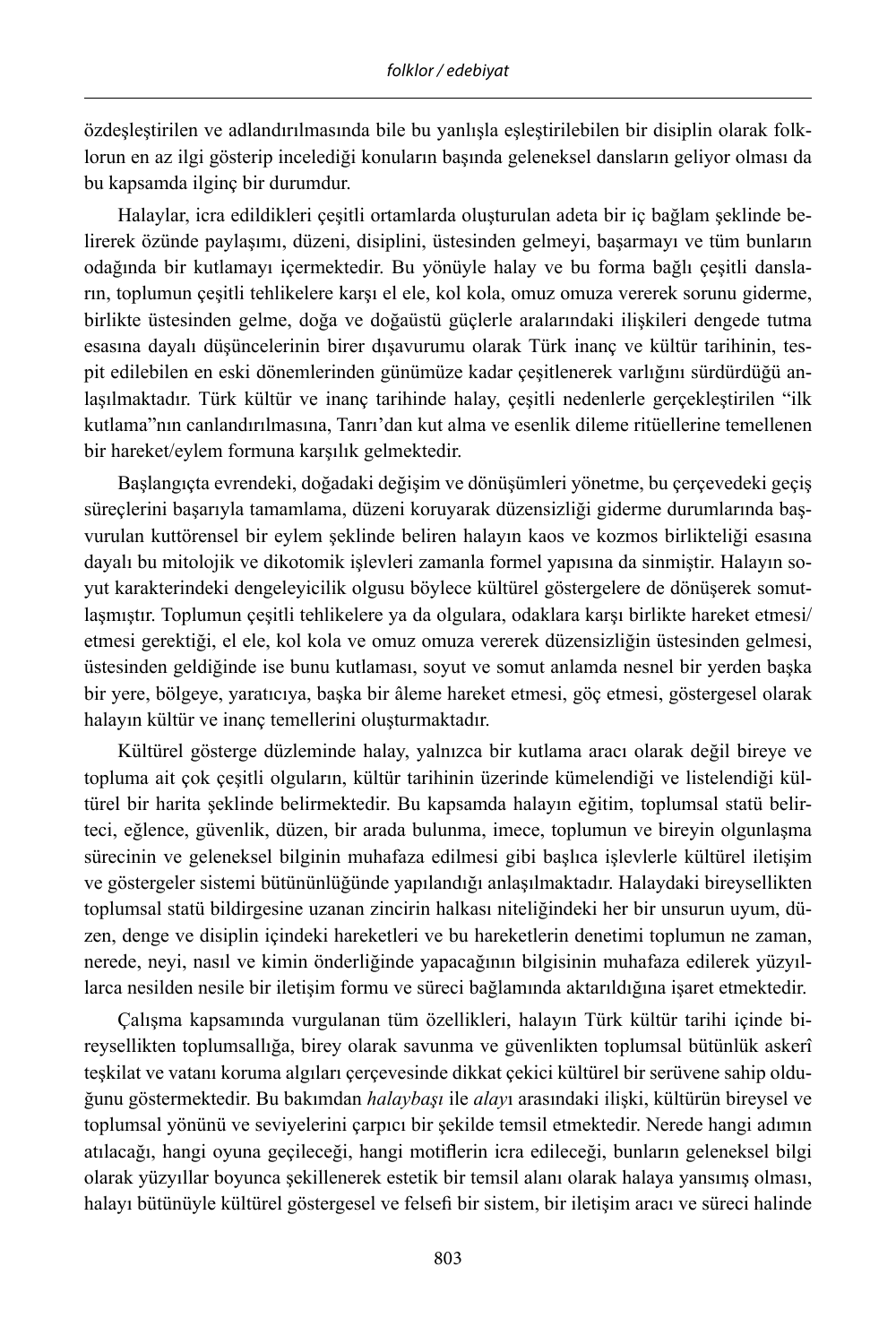özdeşleştirilen ve adlandırılmasında bile bu yanlışla eşleştirilebilen bir disiplin olarak folklorun en az ilgi gösterip incelediği konuların başında geleneksel dansların geliyor olması da bu kapsamda ilginç bir durumdur.

Halaylar, icra edildikleri çeşitli ortamlarda oluşturulan adeta bir iç bağlam şeklinde belirerek özünde paylaşımı, düzeni, disiplini, üstesinden gelmeyi, başarmayı ve tüm bunların odağında bir kutlamayı içermektedir. Bu yönüyle halay ve bu forma bağlı çeşitli dansların, toplumun çeşitli tehlikelere karşı el ele, kol kola, omuz omuza vererek sorunu giderme, birlikte üstesinden gelme, doğa ve doğaüstü güçlerle aralarındaki ilişkileri dengede tutma esasına dayalı düşüncelerinin birer dışavurumu olarak Türk inanç ve kültür tarihinin, tespit edilebilen en eski dönemlerinden günümüze kadar çeşitlenerek varlığını sürdürdüğü anlaşılmaktadır. Türk kültür ve inanç tarihinde halay, çeşitli nedenlerle gerçekleştirilen "ilk kutlama"nın canlandırılmasına, Tanrı'dan kut alma ve esenlik dileme ritüellerine temellenen bir hareket/eylem formuna karşılık gelmektedir.

Başlangıçta evrendeki, doğadaki değişim ve dönüşümleri yönetme, bu çerçevedeki geçiş süreçlerini başarıyla tamamlama, düzeni koruyarak düzensizliği giderme durumlarında başvurulan kuttörensel bir eylem şeklinde beliren halayın kaos ve kozmos birlikteliği esasına dayalı bu mitolojik ve dikotomik işlevleri zamanla formel yapısına da sinmiştir. Halayın soyut karakterindeki dengeleyicilik olgusu böylece kültürel göstergelere de dönüşerek somutlaşmıştır. Toplumun çeşitli tehlikelere ya da olgulara, odaklara karşı birlikte hareket etmesi/etmesi gerektiği, el ele, kol kola ve omuz omuza vererek düzensizliğin üstesinden gelmesi, üstesinden geldiğinde ise bunu kutlaması, soyut ve somut anlamda nesnel bir yerden başka bir yere, bölgeye, yaratıcıya, başka bir âleme hareket etmesi, göç etmesi, göstergesel olarak halayın kültür ve inanç temellerini oluşturmaktadır.

Kültürel gösterge düzleminde halay, yalnızca bir kutlama aracı olarak değil bireye ve topluma ait çok çeşitli olguların, kültür tarihinin üzerinde kümelendiği ve listelendiği kültürel bir harita şeklinde belirmektedir. Bu kapsamda halayın eğitim, toplumsal statü belirteci, eğlence, güvenlik, düzen, bir arada bulunma, imece, toplumun ve bireyin olgunlaşma sürecinin ve geleneksel bilginin muhafaza edilmesi gibi başlıca işlevlerle kültürel iletişim ve göstergeler sistemi bütününlüğünde yapılandığı anlaşılmaktadır. Halaydaki bireysellikten toplumsal statü bildirgesine uzanan zincirin halkası niteliğindeki her bir unsurun uyum, düzen, denge ve disiplin içindeki hareketleri ve bu hareketlerin denetimi toplumun ne zaman, nerede, neyi, nasıl ve kimin önderliğinde yapacağının bilgisinin muhafaza edilerek yüzyıllarca nesilden nesile bir iletişim formu ve süreci bağlamında aktarıldığına işaret etmektedir.

Çalışma kapsamında vurgulanan tüm özellikleri, halayın Türk kültür tarihi içinde bireysellikten toplumsallığa, birey olarak savunma ve güvenlikten toplumsal bütünlük askerî teşkilat ve vatanı koruma algıları çerçevesinde dikkat çekici kültürel bir serüvene sahip olduğunu göstermektedir. Bu bakımdan *halaybaşı* ile *alay*ı arasındaki ilişki, kültürün bireysel ve toplumsal yönünü ve seviyelerini çarpıcı bir şekilde temsil etmektedir. Nerede hangi adımın atılacağı, hangi oyuna geçileceği, hangi motiflerin icra edileceği, bunların geleneksel bilgi olarak yüzyıllar boyunca şekillenerek estetik bir temsil alanı olarak halaya yansımış olması, halayı bütünüyle kültürel göstergesel ve felsefi bir sistem, bir iletişim aracı ve süreci halinde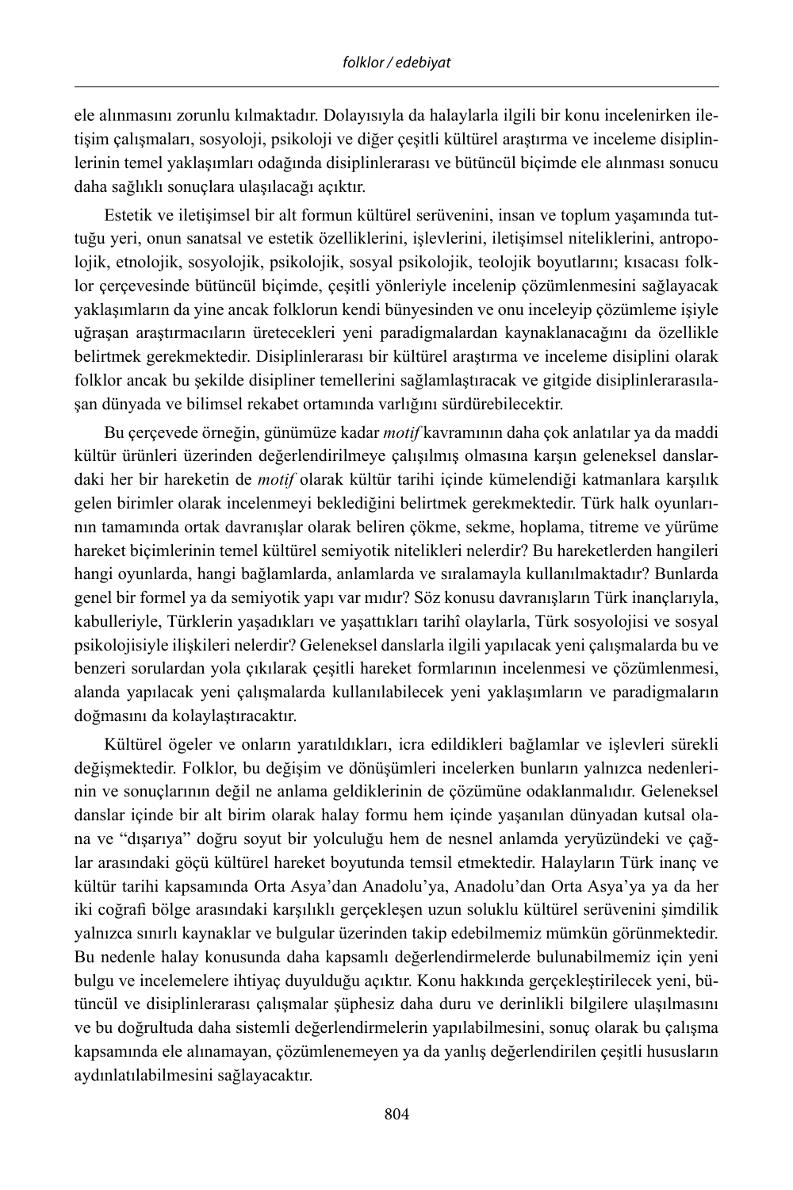ele alınmasını zorunlu kılmaktadır. Dolayısıyla da halaylarla ilgili bir konu incelenirken iletişim çalışmaları, sosyoloji, psikoloji ve diğer çeşitli kültürel araştırma ve inceleme disiplinlerinin temel yaklaşımları odağında disiplinlerarası ve bütüncül biçimde ele alınması sonucu daha sağlıklı sonuçlara ulaşılacağı açıktır.

Estetik ve iletişimsel bir alt formun kültürel serüvenini, insan ve toplum yaşamında tuttuğu yeri, onun sanatsal ve estetik özelliklerini, işlevlerini, iletişimsel niteliklerini, antropolojik, etnolojik, sosyolojik, psikolojik, sosyal psikolojik, teolojik boyutlarını; kısacası folklor çerçevesinde bütüncül biçimde, çeşitli yönleriyle incelenip çözümlenmesini sağlayacak yaklaşımların da yine ancak folklorun kendi bünyesinden ve onu inceleyip çözümleme işiyle uğraşan araştırmacıların üretecekleri yeni paradigmalardan kaynaklanacağını da özellikle belirtmek gerekmektedir. Disiplinlerarası bir kültürel araştırma ve inceleme disiplini olarak folklor ancak bu şekilde disipliner temellerini sağlamlaştıracak ve gitgide disiplinlerarasılaşan dünyada ve bilimsel rekabet ortamında varlığını sürdürebilecektir.

Bu çerçevede örneğin, günümüze kadar *motif* kavramının daha çok anlatılar ya da maddi kültür ürünleri üzerinden değerlendirilmeye çalışılmış olmasına karşın geleneksel danslardaki her bir hareketin de *motif* olarak kültür tarihi içinde kümelendiği katmanlara karşılık gelen birimler olarak incelenmeyi beklediğini belirtmek gerekmektedir. Türk halk oyunlarının tamamında ortak davranışlar olarak beliren çökme, sekme, hoplama, titreme ve yürüme hareket biçimlerinin temel kültürel semiyotik nitelikleri nelerdir? Bu hareketlerden hangileri hangi oyunlarda, hangi bağlamlarda, anlamlarda ve sıralamayla kullanılmaktadır? Bunlarda genel bir formel ya da semiyotik yapı var mıdır? Söz konusu davranışların Türk inançlarıyla, kabulleriyle, Türklerin yaşadıkları ve yaşattıkları tarihî olaylarla, Türk sosyolojisi ve sosyal psikolojisiyle ilişkileri nelerdir? Geleneksel danslarla ilgili yapılacak yeni çalışmalarda bu ve benzeri sorulardan yola çıkılarak çeşitli hareket formlarının incelenmesi ve çözümlenmesi, alanda yapılacak yeni çalışmalarda kullanılabilecek yeni yaklaşımların ve paradigmaların doğmasını da kolaylaştıracaktır.

Kültürel ögeler ve onların yaratıldıkları, icra edildikleri bağlamlar ve işlevleri sürekli değişmektedir. Folklor, bu değişim ve dönüşümleri incelerken bunların yalnızca nedenlerinin ve sonuçlarının değil ne anlama geldiklerinin de çözümüne odaklanmalıdır. Geleneksel danslar içinde bir alt birim olarak halay formu hem içinde yaşanılan dünyadan kutsal olana ve "dışarıya" doğru soyut bir yolculuğu hem de nesnel anlamda yeryüzündeki ve çağlar arasındaki göçü kültürel hareket boyutunda temsil etmektedir. Halayların Türk inanç ve kültür tarihi kapsamında Orta Asya'dan Anadolu'ya, Anadolu'dan Orta Asya'ya ya da her iki coğrafi bölge arasındaki karşılıklı gerçekleşen uzun soluklu kültürel serüvenini şimdilik yalnızca sınırlı kaynaklar ve bulgular üzerinden takip edebilmemiz mümkün görünmektedir. Bu nedenle halay konusunda daha kapsamlı değerlendirmelerde bulunabilmemiz için yeni bulgu ve incelemelere ihtiyaç duyulduğu açıktır. Konu hakkında gerçekleştirilecek yeni, bütüncül ve disiplinlerarası çalışmalar şüphesiz daha duru ve derinlikli bilgilere ulaşılmasını ve bu doğrultuda daha sistemli değerlendirmelerin yapılabilmesini, sonuç olarak bu çalışma kapsamında ele alınamayan, çözümlenemeyen ya da yanlış değerlendirilen çeşitli hususların aydınlatılabilmesini sağlayacaktır.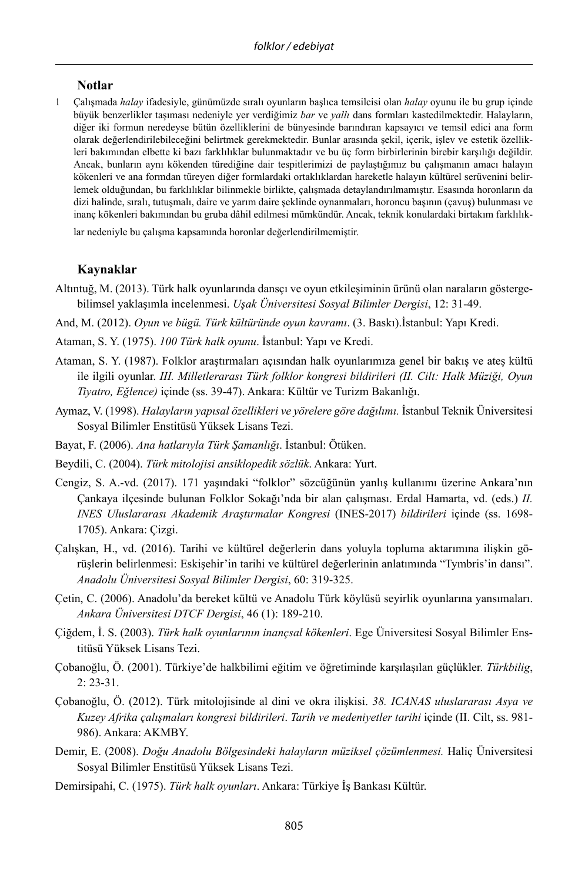## Notlar

1 Çalışmada *halay* ifadesiyle, günümüzde sıralı oyunların başlıca temsilcisi olan *halay* oyunu ile bu grup içinde büyük benzerlikler taşıması nedeniyle yer verdiğimiz *bar* ve *yallı* dans formları kastedilmektedir. Halayların, diğer iki formun neredeyse bütün özelliklerini de bünyesinde barındıran kapsayıcı ve temsil edici ana form olarak değerlendirilebileceğini belirtmek gerekmektedir. Bunlar arasında şekil, içerik, işlev ve estetik özellikleri bakımından elbette ki bazı farklılıklar bulunmaktadır ve bu üç form birbirlerinin birebir karşılığı değildir. Ancak, bunların aynı kökenden türediğine dair tespitlerimizi de paylaştığımız bu çalışmanın amacı halayın kökenleri ve ana formdan türeyen diğer formlardaki ortaklıklardan hareketle halayın kültürel serüvenini belirlemek olduğundan, bu farklılıklar bilinmekle birlikte, çalışmada detaylandırılmamıştır. Esasında horonların da dizi halinde, sıralı, tutuşmalı, daire ve yarım daire şeklinde oynanmaları, horoncu başının (çavuş) bulunması ve inanç kökenleri bakımından bu gruba dâhil edilmesi mümkündür. Ancak, teknik konulardaki birtakım farklılıklar nedeniyle bu çalışma kapsamında horonlar değerlendirilmemiştir.

## Kaynaklar

Altıntuğ, M. (2013). Türk halk oyunlarında dansçı ve oyun etkileşiminin ürünü olan naraların göstergebilimsel yaklaşımla incelenmesi. *Uşak Üniversitesi Sosyal Bilimler Dergisi*, 12: 31-49.

And, M. (2012). *Oyun ve bügü. Türk kültüründe oyun kavramı*. (3. Baskı).İstanbul: Yapı Kredi.

Ataman, S. Y. (1975). *100 Türk halk oyunu*. İstanbul: Yapı ve Kredi.

Ataman, S. Y. (1987). Folklor araştırmaları açısından halk oyunlarımıza genel bir bakış ve ateş kültü ile ilgili oyunlar. *III. Milletlerarası Türk folklor kongresi bildirileri (II. Cilt: Halk Müziği, Oyun Tiyatro, Eğlence)* içinde (ss. 39-47). Ankara: Kültür ve Turizm Bakanlığı.

Aymaz, V. (1998). *Halayların yapısal özellikleri ve yörelere göre dağılımı.* İstanbul Teknik Üniversitesi Sosyal Bilimler Enstitüsü Yüksek Lisans Tezi.

Bayat, F. (2006). *Ana hatlarıyla Türk Şamanlığı*. İstanbul: Ötüken.

Beydili, C. (2004). *Türk mitolojisi ansiklopedik sözlük*. Ankara: Yurt.

Cengiz, S. A.-vd. (2017). 171 yaşındaki "folklor" sözcüğünün yanlış kullanımı üzerine Ankara'nın Çankaya ilçesinde bulunan Folklor Sokağı'nda bir alan çalışması. Erdal Hamarta, vd. (eds.) *II. INES Uluslararası Akademik Araştırmalar Kongresi* (INES-2017) *bildirileri* içinde (ss. 1698-1705). Ankara: Çizgi.

Çalışkan, H., vd. (2016). Tarihi ve kültürel değerlerin dans yoluyla topluma aktarımına ilişkin görüşlerin belirlenmesi: Eskişehir'in tarihi ve kültürel değerlerinin anlatımında "Tymbris'in dansı". *Anadolu Üniversitesi Sosyal Bilimler Dergisi*, 60: 319-325.

Çetin, C. (2006). Anadolu'da bereket kültü ve Anadolu Türk köylüsü seyirlik oyunlarına yansımaları. *Ankara Üniversitesi DTCF Dergisi*, 46 (1): 189-210.

Çiğdem, İ. S. (2003). *Türk halk oyunlarının inançsal kökenleri*. Ege Üniversitesi Sosyal Bilimler Enstitüsü Yüksek Lisans Tezi.

Çobanoğlu, Ö. (2001). Türkiye'de halkbilimi eğitim ve öğretiminde karşılaşılan güçlükler. *Türkbilig*, 2: 23-31.

Çobanoğlu, Ö. (2012). Türk mitolojisinde al dini ve okra ilişkisi. *38. ICANAS uluslararası Asya ve Kuzey Afrika çalışmaları kongresi bildirileri*. *Tarih ve medeniyetler tarihi* içinde (II. Cilt, ss. 981-986). Ankara: AKMBY.

Demir, E. (2008). *Doğu Anadolu Bölgesindeki halayların müziksel çözümlenmesi.* Haliç Üniversitesi Sosyal Bilimler Enstitüsü Yüksek Lisans Tezi.

Demirsipahi, C. (1975). *Türk halk oyunları*. Ankara: Türkiye İş Bankası Kültür.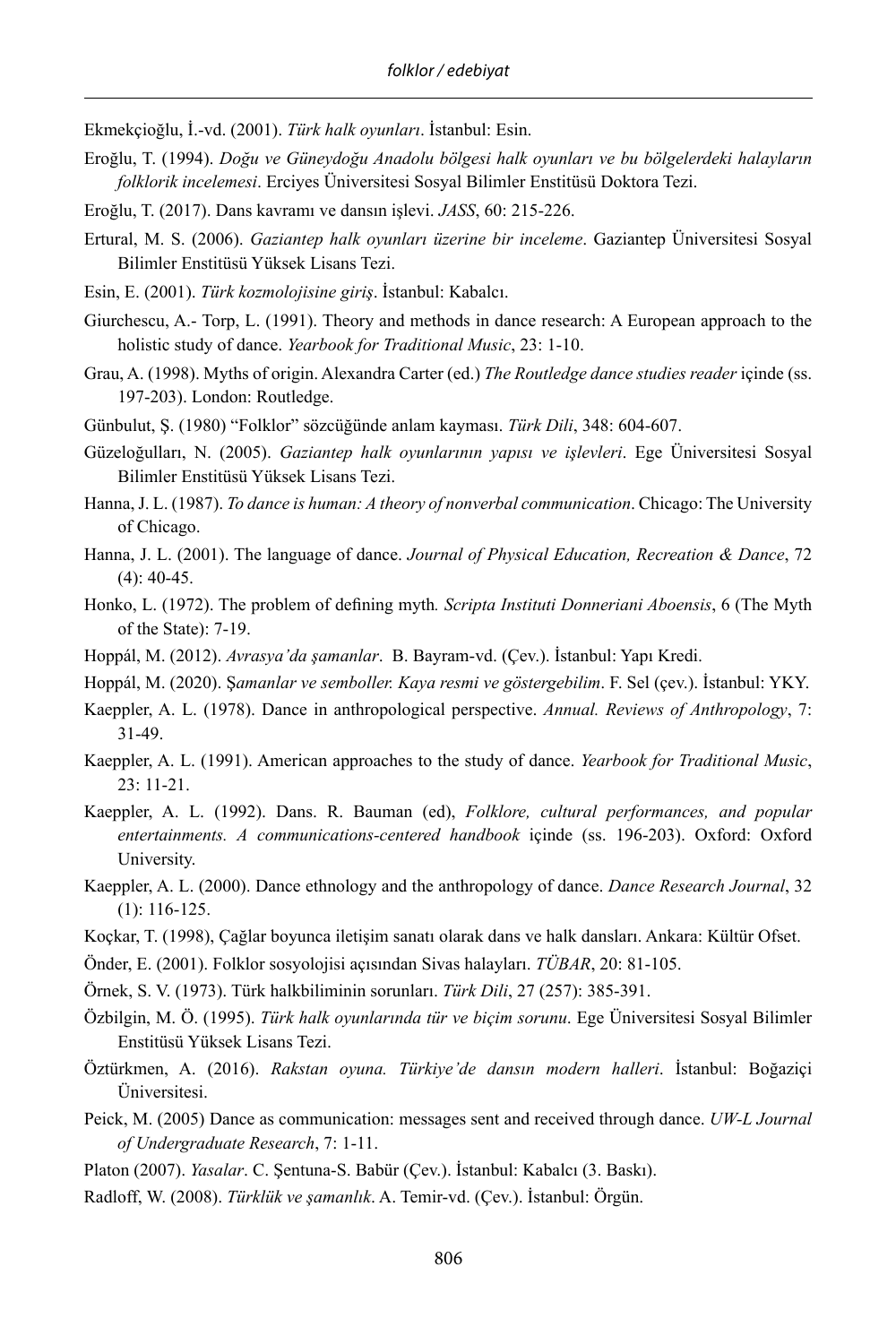Ekmekçioğlu, İ.-vd. (2001). *Türk halk oyunları*. İstanbul: Esin.

Eroğlu, T. (1994). *Doğu ve Güneydoğu Anadolu bölgesi halk oyunları ve bu bölgelerdeki halayların folklorik incelemesi*. Erciyes Üniversitesi Sosyal Bilimler Enstitüsü Doktora Tezi.

Eroğlu, T. (2017). Dans kavramı ve dansın işlevi. *JASS*, 60: 215-226.

Ertural, M. S. (2006). *Gaziantep halk oyunları üzerine bir inceleme*. Gaziantep Üniversitesi Sosyal Bilimler Enstitüsü Yüksek Lisans Tezi.

Esin, E. (2001). *Türk kozmolojisine giriş*. İstanbul: Kabalcı.

Giurchescu, A.- Torp, L. (1991). Theory and methods in dance research: A European approach to the holistic study of dance. *Yearbook for Traditional Music*, 23: 1-10.

Grau, A. (1998). Myths of origin. Alexandra Carter (ed.) *The Routledge dance studies reader* içinde (ss. 197-203). London: Routledge.

Günbulut, Ş. (1980) "Folklor" sözcüğünde anlam kayması. *Türk Dili*, 348: 604-607.

Güzeloğulları, N. (2005). *Gaziantep halk oyunlarının yapısı ve işlevleri*. Ege Üniversitesi Sosyal Bilimler Enstitüsü Yüksek Lisans Tezi.

Hanna, J. L. (1987). *To dance is human: A theory of nonverbal communication*. Chicago: The University of Chicago.

Hanna, J. L. (2001). The language of dance. *Journal of Physical Education, Recreation & Dance*, 72 (4): 40-45.

Honko, L. (1972). The problem of defining myth*. Scripta Instituti Donneriani Aboensis*, 6 (The Myth of the State): 7-19.

Hoppál, M. (2012). *Avrasya'da şamanlar*. B. Bayram-vd. (Çev.). İstanbul: Yapı Kredi.

Hoppál, M. (2020). Ş*amanlar ve semboller. Kaya resmi ve göstergebilim*. F. Sel (çev.). İstanbul: YKY.

Kaeppler, A. L. (1978). Dance in anthropological perspective. *Annual. Reviews of Anthropology*, 7: 31-49.

Kaeppler, A. L. (1991). American approaches to the study of dance. *Yearbook for Traditional Music*, 23: 11-21.

Kaeppler, A. L. (1992). Dans. R. Bauman (ed), *Folklore, cultural performances, and popular entertainments. A communications-centered handbook* içinde (ss. 196-203). Oxford: Oxford University.

Kaeppler, A. L. (2000). Dance ethnology and the anthropology of dance. *Dance Research Journal*, 32 (1): 116-125.

Koçkar, T. (1998), Çağlar boyunca iletişim sanatı olarak dans ve halk dansları. Ankara: Kültür Ofset.

Önder, E. (2001). Folklor sosyolojisi açısından Sivas halayları. *TÜBAR*, 20: 81-105.

Örnek, S. V. (1973). Türk halkbiliminin sorunları. *Türk Dili*, 27 (257): 385-391.

Özbilgin, M. Ö. (1995). *Türk halk oyunlarında tür ve biçim sorunu*. Ege Üniversitesi Sosyal Bilimler Enstitüsü Yüksek Lisans Tezi.

Öztürkmen, A. (2016). *Rakstan oyuna. Türkiye'de dansın modern halleri*. İstanbul: Boğaziçi Üniversitesi.

Peick, M. (2005) Dance as communication: messages sent and received through dance. *UW-L Journal of Undergraduate Research*, 7: 1-11.

Platon (2007). *Yasalar*. C. Şentuna-S. Babür (Çev.). İstanbul: Kabalcı (3. Baskı).

Radloff, W. (2008). *Türklük ve şamanlık*. A. Temir-vd. (Çev.). İstanbul: Örgün.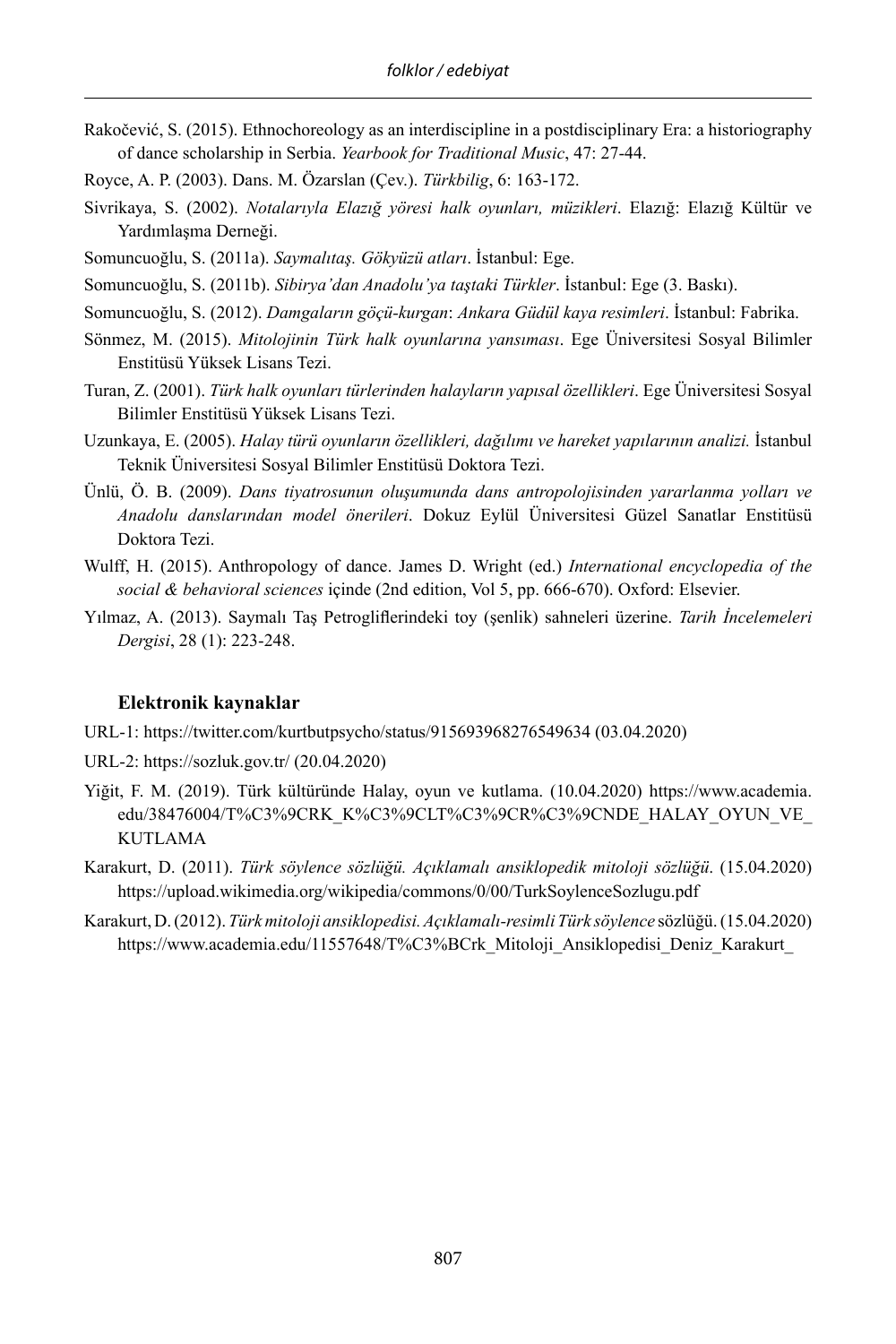Rakočević, S. (2015). Ethnochoreology as an interdiscipline in a postdisciplinary Era: a historiography of dance scholarship in Serbia. *Yearbook for Traditional Music*, 47: 27-44.

Royce, A. P. (2003). Dans. M. Özarslan (Çev.). *Türkbilig*, 6: 163-172.

Sivrikaya, S. (2002). *Notalarıyla Elazığ yöresi halk oyunları, müzikleri*. Elazığ: Elazığ Kültür ve Yardımlaşma Derneği.

Somuncuoğlu, S. (2011a). *Saymalıtaş. Gökyüzü atları*. İstanbul: Ege.

Somuncuoğlu, S. (2011b). *Sibirya'dan Anadolu'ya taştaki Türkler*. İstanbul: Ege (3. Baskı).

Somuncuoğlu, S. (2012). *Damgaların göçü-kurgan*: *Ankara Güdül kaya resimleri*. İstanbul: Fabrika.

Sönmez, M. (2015). *Mitolojinin Türk halk oyunlarına yansıması*. Ege Üniversitesi Sosyal Bilimler Enstitüsü Yüksek Lisans Tezi.

Turan, Z. (2001). *Türk halk oyunları türlerinden halayların yapısal özellikleri*. Ege Üniversitesi Sosyal Bilimler Enstitüsü Yüksek Lisans Tezi.

Uzunkaya, E. (2005). *Halay türü oyunların özellikleri, dağılımı ve hareket yapılarının analizi.* İstanbul Teknik Üniversitesi Sosyal Bilimler Enstitüsü Doktora Tezi.

Ünlü, Ö. B. (2009). *Dans tiyatrosunun oluşumunda dans antropolojisinden yararlanma yolları ve Anadolu danslarından model önerileri*. Dokuz Eylül Üniversitesi Güzel Sanatlar Enstitüsü Doktora Tezi.

Wulff, H. (2015). Anthropology of dance. James D. Wright (ed.) *International encyclopedia of the social & behavioral sciences* içinde (2nd edition, Vol 5, pp. 666-670). Oxford: Elsevier.

Yılmaz, A. (2013). Saymalı Taş Petrogliflerindeki toy (şenlik) sahneleri üzerine. *Tarih İncelemeleri Dergisi*, 28 (1): 223-248.

### Elektronik kaynaklar

URL-1: https://twitter.com/kurtbutpsycho/status/915693968276549634 (03.04.2020)

URL-2: https://sozluk.gov.tr/ (20.04.2020)

Yiğit, F. M. (2019). Türk kültüründe Halay, oyun ve kutlama. (10.04.2020) https://www.academia.edu/38476004/T%C3%9CRK_K%C3%9CLT%C3%9CR%C3%9CNDE_HALAY_OYUN_VE_KUTLAMA

Karakurt, D. (2011). *Türk söylence sözlüğü. Açıklamalı ansiklopedik mitoloji sözlüğü*. (15.04.2020) https://upload.wikimedia.org/wikipedia/commons/0/00/TurkSoylenceSozlugu.pdf

Karakurt, D. (2012). *Türk mitoloji ansiklopedisi. Açıklamalı-resimli Türk söylence* sözlüğü. (15.04.2020) https://www.academia.edu/11557648/T%C3%BCrk_Mitoloji_Ansiklopedisi_Deniz_Karakurt_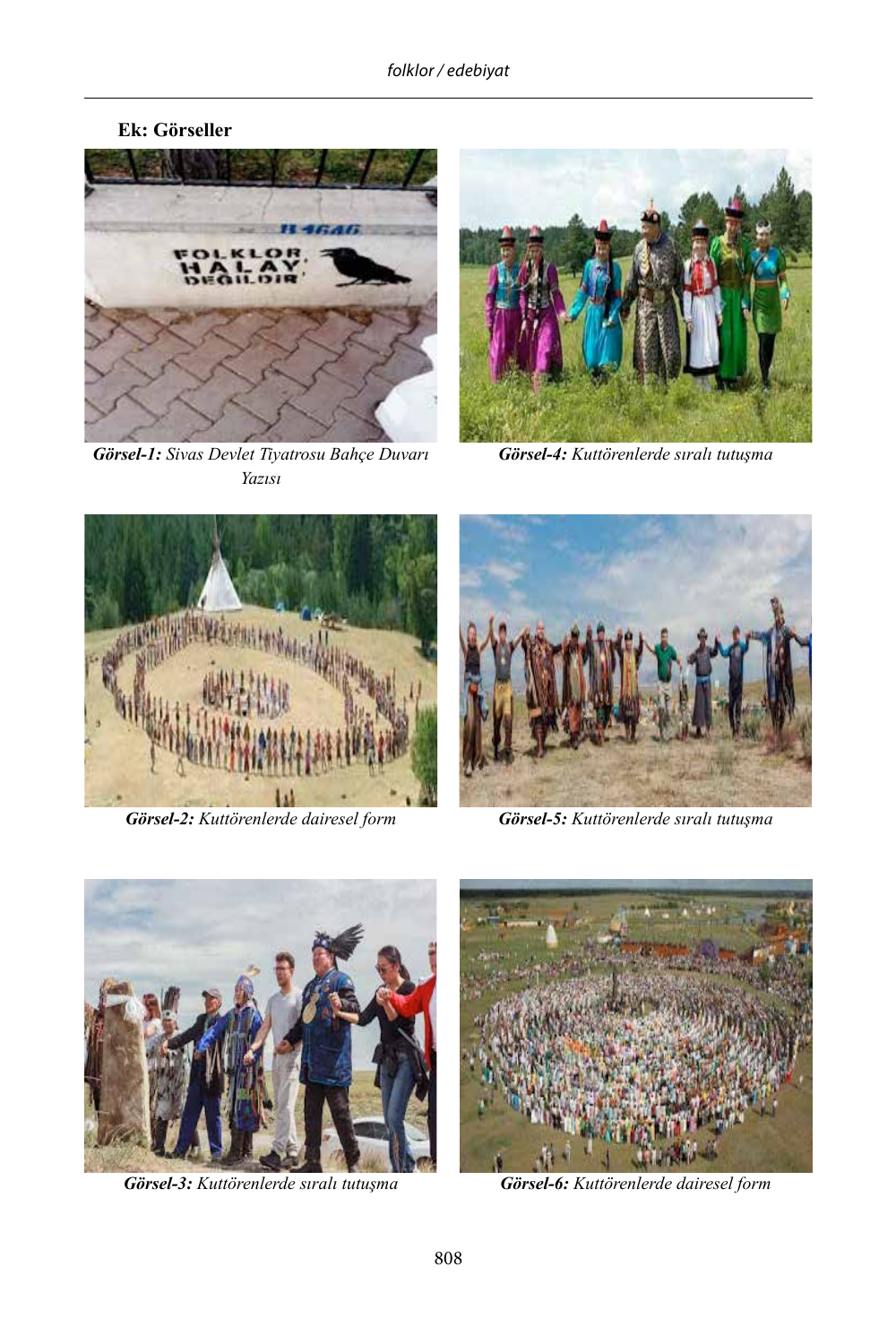**Ek: Görseller**

***Görsel-1:*** *Sivas Devlet Tiyatrosu Bahçe Duvarı Yazısı*

***Görsel-4:*** *Kuttörenlerde sıralı tutuşma*

***Görsel-2:*** *Kuttörenlerde dairesel form*

***Görsel-5:*** *Kuttörenlerde sıralı tutuşma*

***Görsel-3:*** *Kuttörenlerde sıralı tutuşma*

***Görsel-6:*** *Kuttörenlerde dairesel form*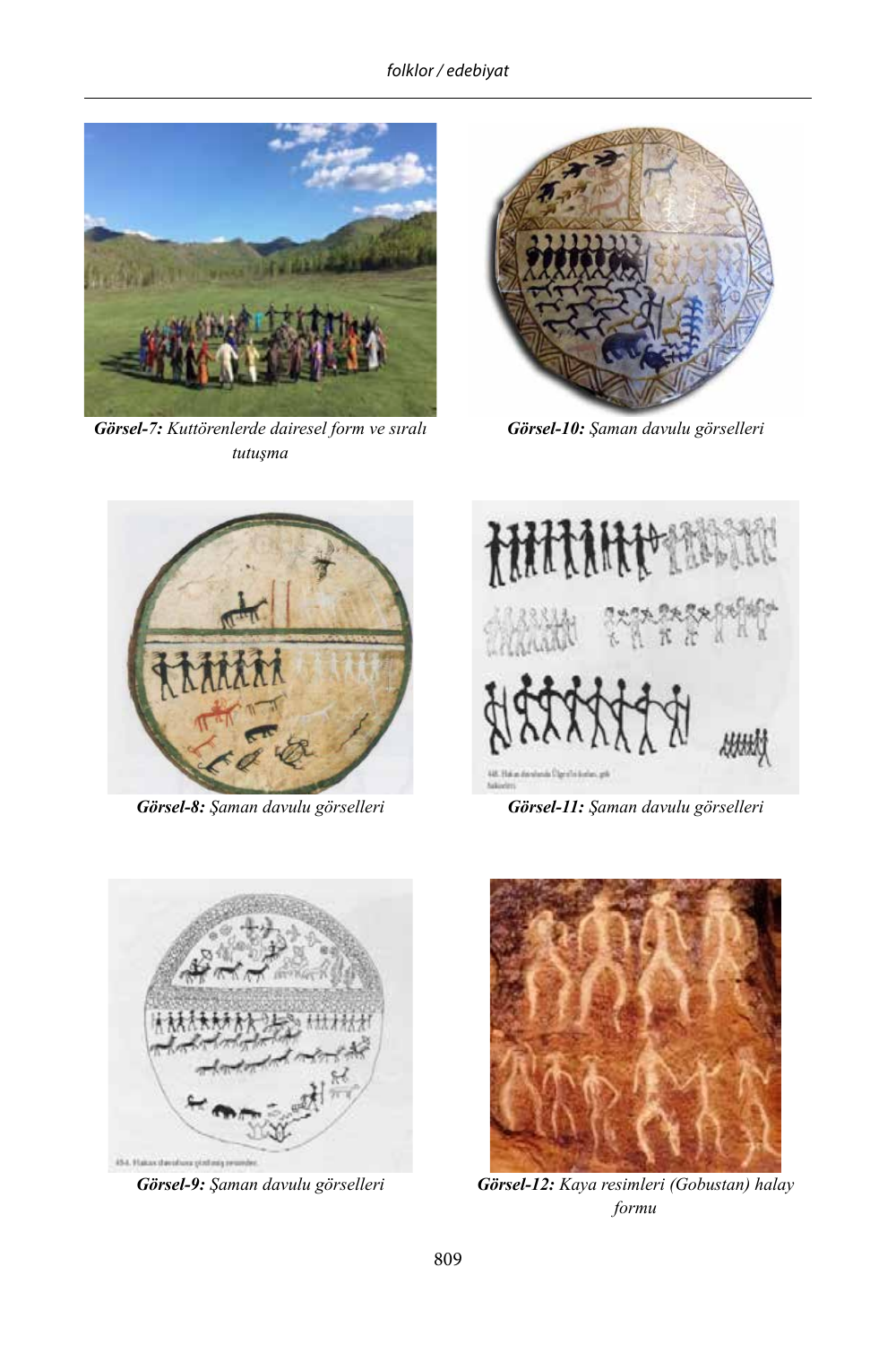***Görsel-7:*** *Kuttörenlerde dairesel form ve sıralı tutuşma*

***Görsel-10:*** *Şaman davulu görselleri*

***Görsel-8:*** *Şaman davulu görselleri*

***Görsel-11:*** *Şaman davulu görselleri*

***Görsel-9:*** *Şaman davulu görselleri*

***Görsel-12:*** *Kaya resimleri (Gobustan) halay formu*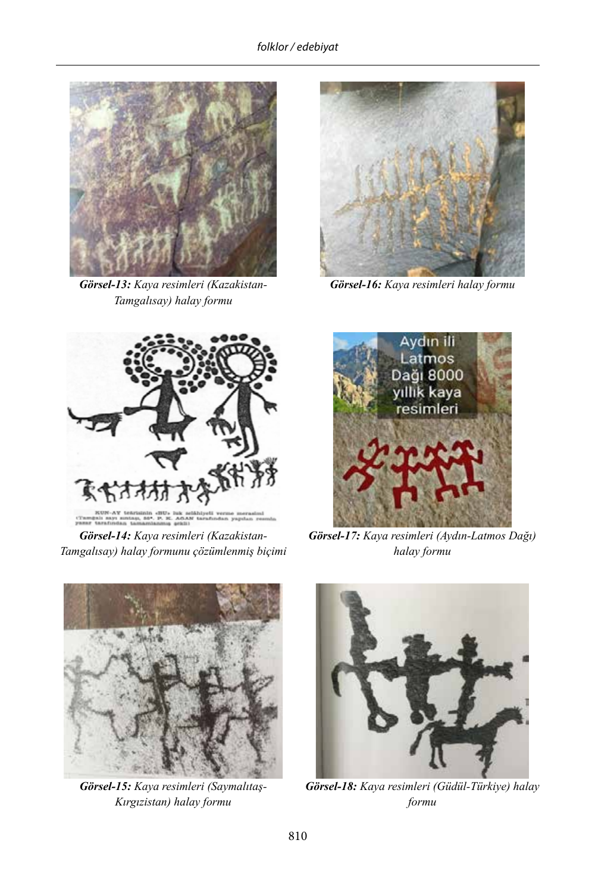Görsel-13: Kaya resimleri (Kazakistan-Tamgalısay) halay formu

Görsel-16: Kaya resimleri halay formu

Görsel-14: Kaya resimleri (Kazakistan-Tamgalısay) halay formunu çözümlenmiş biçimi

Görsel-17: Kaya resimleri (Aydın-Latmos Dağı) halay formu

Görsel-15: Kaya resimleri (Saymalıtaş-Kırgızistan) halay formu

Görsel-18: Kaya resimleri (Güdül-Türkiye) halay formu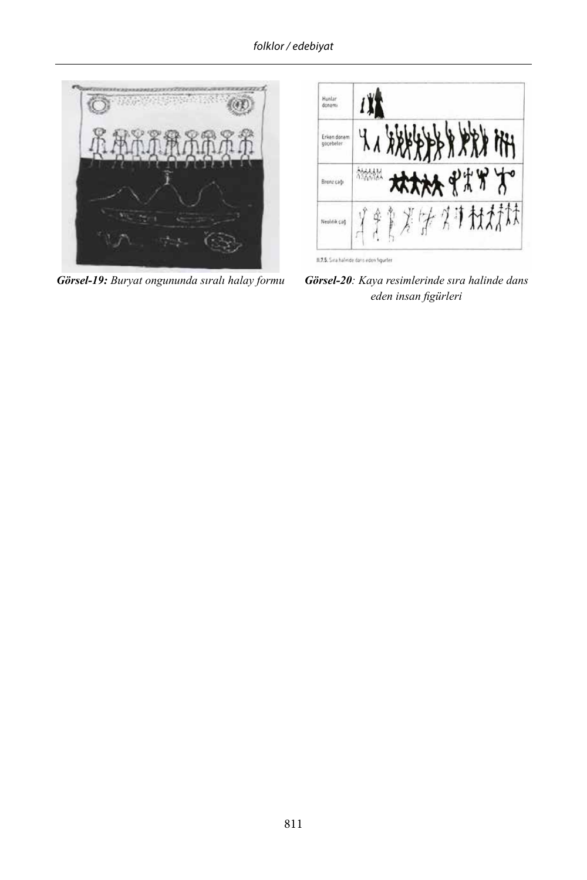*Görsel-19: Buryat ongununda sıralı halay formu*

*Görsel-20: Kaya resimlerinde sıra halinde dans eden insan figürleri*